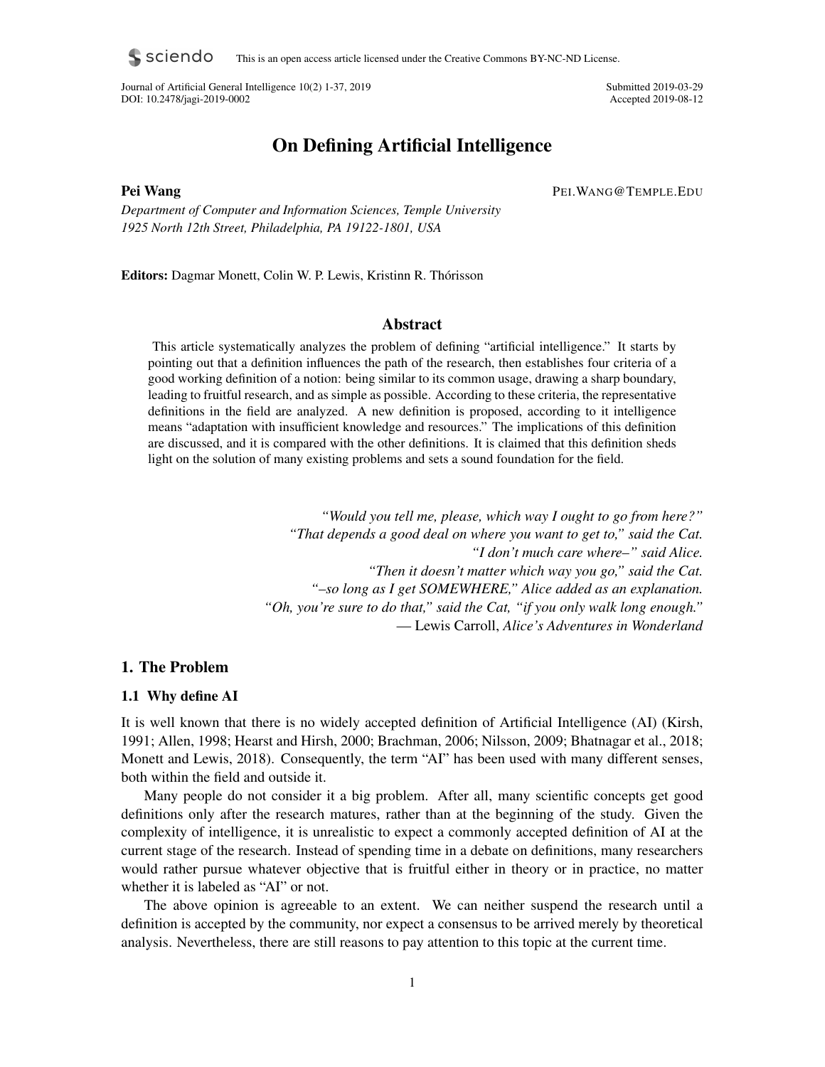This is an open access article licensed under the Creative Commons BY-NC-ND License.

Journal of Artificial General Intelligence 10(2) 1-37, 2019
DOI: 10.2478/jagi-2019-0002

Submitted 2019-03-29
Accepted 2019-08-12

# On Defining Artificial Intelligence

**Pei Wang** PEI.WANG@TEMPLE.EDU

*Department of Computer and Information Sciences, Temple University*
*1925 North 12th Street, Philadelphia, PA 19122-1801, USA*

**Editors:** Dagmar Monett, Colin W. P. Lewis, Kristinn R. Thórisson

## Abstract

This article systematically analyzes the problem of defining "artificial intelligence." It starts by pointing out that a definition influences the path of the research, then establishes four criteria of a good working definition of a notion: being similar to its common usage, drawing a sharp boundary, leading to fruitful research, and as simple as possible. According to these criteria, the representative definitions in the field are analyzed. A new definition is proposed, according to it intelligence means "adaptation with insufficient knowledge and resources." The implications of this definition are discussed, and it is compared with the other definitions. It is claimed that this definition sheds light on the solution of many existing problems and sets a sound foundation for the field.

> *"Would you tell me, please, which way I ought to go from here?"*
> *"That depends a good deal on where you want to get to," said the Cat.*
> *"I don't much care where–" said Alice.*
> *"Then it doesn't matter which way you go," said the Cat.*
> *"–so long as I get SOMEWHERE," Alice added as an explanation.*
> *"Oh, you're sure to do that," said the Cat, "if you only walk long enough."*
> — Lewis Carroll, *Alice's Adventures in Wonderland*

## 1. The Problem

### 1.1 Why define AI

It is well known that there is no widely accepted definition of Artificial Intelligence (AI) (Kirsh, 1991; Allen, 1998; Hearst and Hirsh, 2000; Brachman, 2006; Nilsson, 2009; Bhatnagar et al., 2018; Monett and Lewis, 2018). Consequently, the term "AI" has been used with many different senses, both within the field and outside it.

Many people do not consider it a big problem. After all, many scientific concepts get good definitions only after the research matures, rather than at the beginning of the study. Given the complexity of intelligence, it is unrealistic to expect a commonly accepted definition of AI at the current stage of the research. Instead of spending time in a debate on definitions, many researchers would rather pursue whatever objective that is fruitful either in theory or in practice, no matter whether it is labeled as "AI" or not.

The above opinion is agreeable to an extent. We can neither suspend the research until a definition is accepted by the community, nor expect a consensus to be arrived merely by theoretical analysis. Nevertheless, there are still reasons to pay attention to this topic at the current time.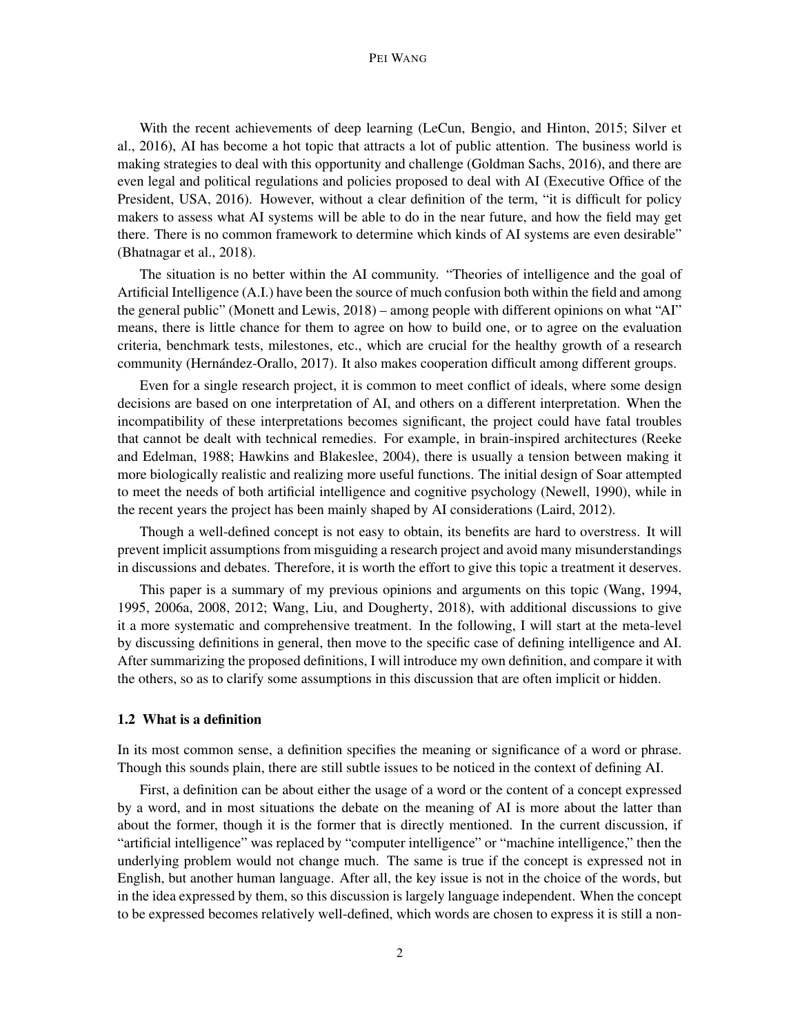With the recent achievements of deep learning (LeCun, Bengio, and Hinton, 2015; Silver et al., 2016), AI has become a hot topic that attracts a lot of public attention. The business world is making strategies to deal with this opportunity and challenge (Goldman Sachs, 2016), and there are even legal and political regulations and policies proposed to deal with AI (Executive Office of the President, USA, 2016). However, without a clear definition of the term, "it is difficult for policy makers to assess what AI systems will be able to do in the near future, and how the field may get there. There is no common framework to determine which kinds of AI systems are even desirable" (Bhatnagar et al., 2018).

The situation is no better within the AI community. "Theories of intelligence and the goal of Artificial Intelligence (A.I.) have been the source of much confusion both within the field and among the general public" (Monett and Lewis, 2018) – among people with different opinions on what "AI" means, there is little chance for them to agree on how to build one, or to agree on the evaluation criteria, benchmark tests, milestones, etc., which are crucial for the healthy growth of a research community (Hernández-Orallo, 2017). It also makes cooperation difficult among different groups.

Even for a single research project, it is common to meet conflict of ideals, where some design decisions are based on one interpretation of AI, and others on a different interpretation. When the incompatibility of these interpretations becomes significant, the project could have fatal troubles that cannot be dealt with technical remedies. For example, in brain-inspired architectures (Reeke and Edelman, 1988; Hawkins and Blakeslee, 2004), there is usually a tension between making it more biologically realistic and realizing more useful functions. The initial design of Soar attempted to meet the needs of both artificial intelligence and cognitive psychology (Newell, 1990), while in the recent years the project has been mainly shaped by AI considerations (Laird, 2012).

Though a well-defined concept is not easy to obtain, its benefits are hard to overstress. It will prevent implicit assumptions from misguiding a research project and avoid many misunderstandings in discussions and debates. Therefore, it is worth the effort to give this topic a treatment it deserves.

This paper is a summary of my previous opinions and arguments on this topic (Wang, 1994, 1995, 2006a, 2008, 2012; Wang, Liu, and Dougherty, 2018), with additional discussions to give it a more systematic and comprehensive treatment. In the following, I will start at the meta-level by discussing definitions in general, then move to the specific case of defining intelligence and AI. After summarizing the proposed definitions, I will introduce my own definition, and compare it with the others, so as to clarify some assumptions in this discussion that are often implicit or hidden.

### 1.2 What is a definition

In its most common sense, a definition specifies the meaning or significance of a word or phrase. Though this sounds plain, there are still subtle issues to be noticed in the context of defining AI.

First, a definition can be about either the usage of a word or the content of a concept expressed by a word, and in most situations the debate on the meaning of AI is more about the latter than about the former, though it is the former that is directly mentioned. In the current discussion, if "artificial intelligence" was replaced by "computer intelligence" or "machine intelligence," then the underlying problem would not change much. The same is true if the concept is expressed not in English, but another human language. After all, the key issue is not in the choice of the words, but in the idea expressed by them, so this discussion is largely language independent. When the concept to be expressed becomes relatively well-defined, which words are chosen to express it is still a non-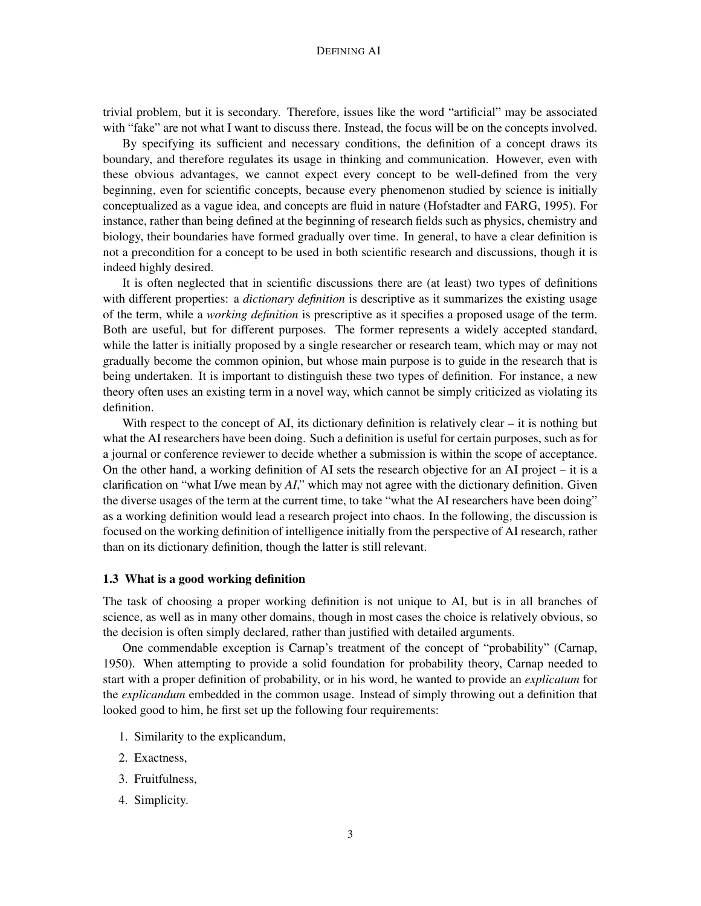trivial problem, but it is secondary. Therefore, issues like the word "artificial" may be associated with "fake" are not what I want to discuss there. Instead, the focus will be on the concepts involved.

By specifying its sufficient and necessary conditions, the definition of a concept draws its boundary, and therefore regulates its usage in thinking and communication. However, even with these obvious advantages, we cannot expect every concept to be well-defined from the very beginning, even for scientific concepts, because every phenomenon studied by science is initially conceptualized as a vague idea, and concepts are fluid in nature (Hofstadter and FARG, 1995). For instance, rather than being defined at the beginning of research fields such as physics, chemistry and biology, their boundaries have formed gradually over time. In general, to have a clear definition is not a precondition for a concept to be used in both scientific research and discussions, though it is indeed highly desired.

It is often neglected that in scientific discussions there are (at least) two types of definitions with different properties: a *dictionary definition* is descriptive as it summarizes the existing usage of the term, while a *working definition* is prescriptive as it specifies a proposed usage of the term. Both are useful, but for different purposes. The former represents a widely accepted standard, while the latter is initially proposed by a single researcher or research team, which may or may not gradually become the common opinion, but whose main purpose is to guide in the research that is being undertaken. It is important to distinguish these two types of definition. For instance, a new theory often uses an existing term in a novel way, which cannot be simply criticized as violating its definition.

With respect to the concept of AI, its dictionary definition is relatively clear – it is nothing but what the AI researchers have been doing. Such a definition is useful for certain purposes, such as for a journal or conference reviewer to decide whether a submission is within the scope of acceptance. On the other hand, a working definition of AI sets the research objective for an AI project – it is a clarification on "what I/we mean by *AI*," which may not agree with the dictionary definition. Given the diverse usages of the term at the current time, to take "what the AI researchers have been doing" as a working definition would lead a research project into chaos. In the following, the discussion is focused on the working definition of intelligence initially from the perspective of AI research, rather than on its dictionary definition, though the latter is still relevant.

### 1.3 What is a good working definition

The task of choosing a proper working definition is not unique to AI, but is in all branches of science, as well as in many other domains, though in most cases the choice is relatively obvious, so the decision is often simply declared, rather than justified with detailed arguments.

One commendable exception is Carnap's treatment of the concept of "probability" (Carnap, 1950). When attempting to provide a solid foundation for probability theory, Carnap needed to start with a proper definition of probability, or in his word, he wanted to provide an *explicatum* for the *explicandum* embedded in the common usage. Instead of simply throwing out a definition that looked good to him, he first set up the following four requirements:

1. Similarity to the explicandum,
2. Exactness,
3. Fruitfulness,
4. Simplicity.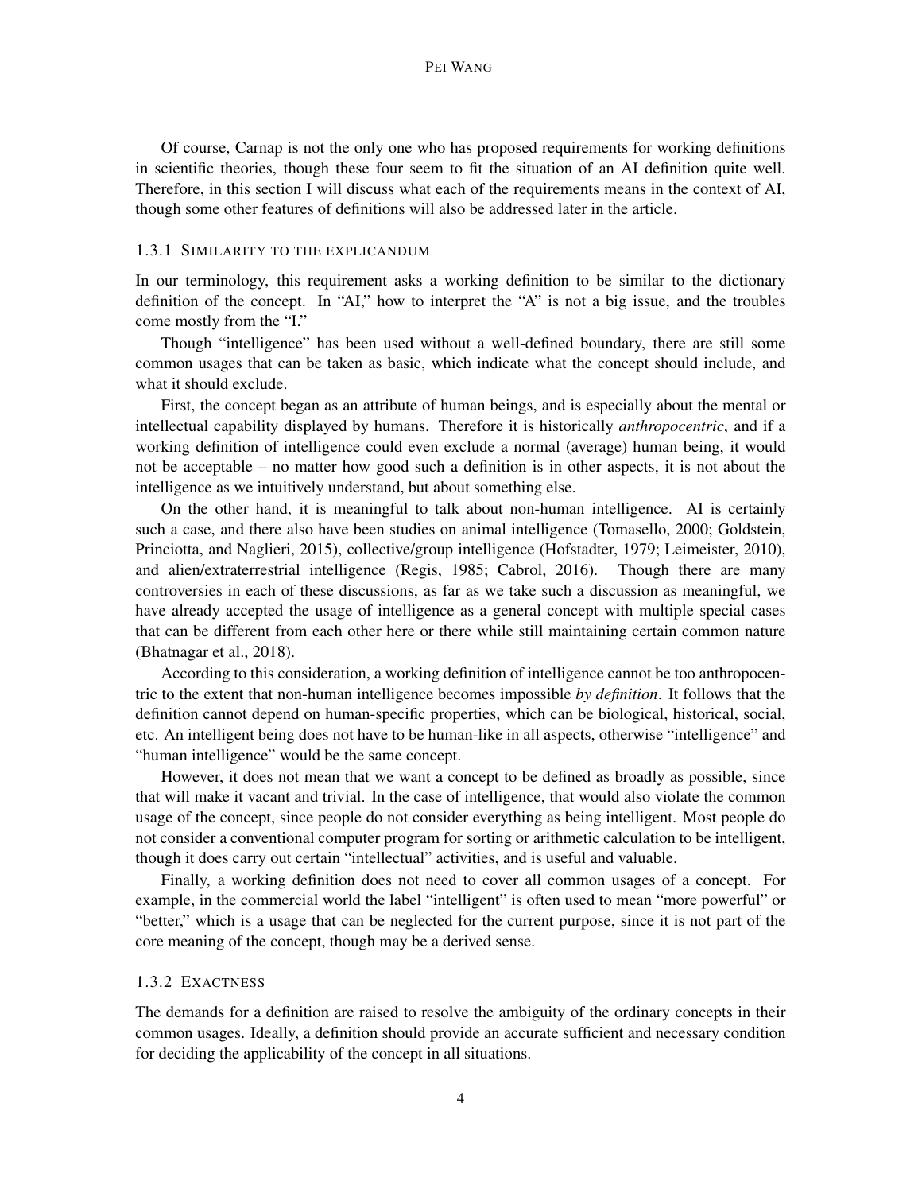Of course, Carnap is not the only one who has proposed requirements for working definitions in scientific theories, though these four seem to fit the situation of an AI definition quite well. Therefore, in this section I will discuss what each of the requirements means in the context of AI, though some other features of definitions will also be addressed later in the article.

### 1.3.1 Similarity to the explicandum

In our terminology, this requirement asks a working definition to be similar to the dictionary definition of the concept. In "AI," how to interpret the "A" is not a big issue, and the troubles come mostly from the "I."

Though "intelligence" has been used without a well-defined boundary, there are still some common usages that can be taken as basic, which indicate what the concept should include, and what it should exclude.

First, the concept began as an attribute of human beings, and is especially about the mental or intellectual capability displayed by humans. Therefore it is historically *anthropocentric*, and if a working definition of intelligence could even exclude a normal (average) human being, it would not be acceptable – no matter how good such a definition is in other aspects, it is not about the intelligence as we intuitively understand, but about something else.

On the other hand, it is meaningful to talk about non-human intelligence. AI is certainly such a case, and there also have been studies on animal intelligence (Tomasello, 2000; Goldstein, Princiotta, and Naglieri, 2015), collective/group intelligence (Hofstadter, 1979; Leimeister, 2010), and alien/extraterrestrial intelligence (Regis, 1985; Cabrol, 2016). Though there are many controversies in each of these discussions, as far as we take such a discussion as meaningful, we have already accepted the usage of intelligence as a general concept with multiple special cases that can be different from each other here or there while still maintaining certain common nature (Bhatnagar et al., 2018).

According to this consideration, a working definition of intelligence cannot be too anthropocentric to the extent that non-human intelligence becomes impossible *by definition*. It follows that the definition cannot depend on human-specific properties, which can be biological, historical, social, etc. An intelligent being does not have to be human-like in all aspects, otherwise "intelligence" and "human intelligence" would be the same concept.

However, it does not mean that we want a concept to be defined as broadly as possible, since that will make it vacant and trivial. In the case of intelligence, that would also violate the common usage of the concept, since people do not consider everything as being intelligent. Most people do not consider a conventional computer program for sorting or arithmetic calculation to be intelligent, though it does carry out certain "intellectual" activities, and is useful and valuable.

Finally, a working definition does not need to cover all common usages of a concept. For example, in the commercial world the label "intelligent" is often used to mean "more powerful" or "better," which is a usage that can be neglected for the current purpose, since it is not part of the core meaning of the concept, though may be a derived sense.

### 1.3.2 Exactness

The demands for a definition are raised to resolve the ambiguity of the ordinary concepts in their common usages. Ideally, a definition should provide an accurate sufficient and necessary condition for deciding the applicability of the concept in all situations.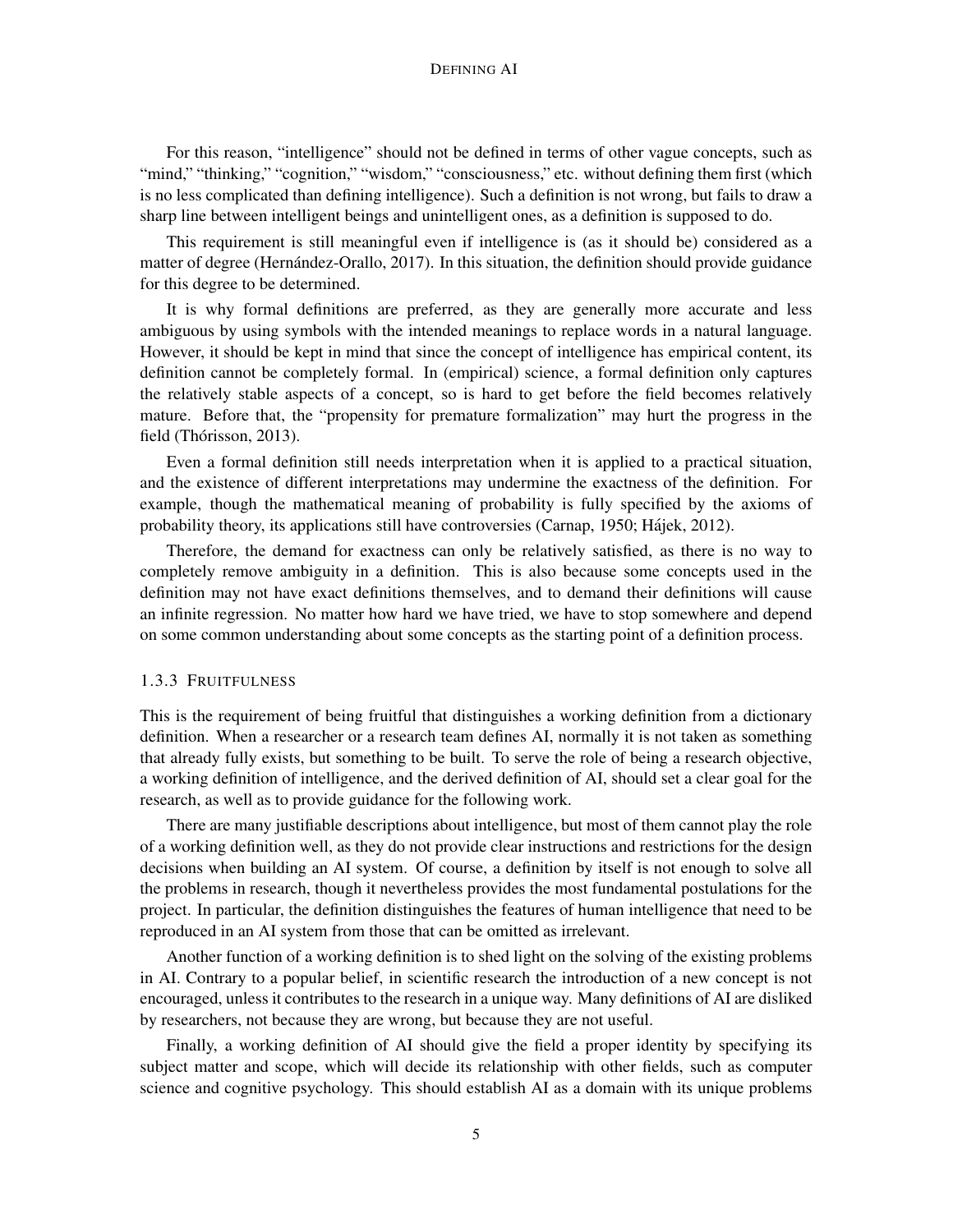For this reason, "intelligence" should not be defined in terms of other vague concepts, such as "mind," "thinking," "cognition," "wisdom," "consciousness," etc. without defining them first (which is no less complicated than defining intelligence). Such a definition is not wrong, but fails to draw a sharp line between intelligent beings and unintelligent ones, as a definition is supposed to do.

This requirement is still meaningful even if intelligence is (as it should be) considered as a matter of degree (Hernández-Orallo, 2017). In this situation, the definition should provide guidance for this degree to be determined.

It is why formal definitions are preferred, as they are generally more accurate and less ambiguous by using symbols with the intended meanings to replace words in a natural language. However, it should be kept in mind that since the concept of intelligence has empirical content, its definition cannot be completely formal. In (empirical) science, a formal definition only captures the relatively stable aspects of a concept, so is hard to get before the field becomes relatively mature. Before that, the "propensity for premature formalization" may hurt the progress in the field (Thórisson, 2013).

Even a formal definition still needs interpretation when it is applied to a practical situation, and the existence of different interpretations may undermine the exactness of the definition. For example, though the mathematical meaning of probability is fully specified by the axioms of probability theory, its applications still have controversies (Carnap, 1950; Hájek, 2012).

Therefore, the demand for exactness can only be relatively satisfied, as there is no way to completely remove ambiguity in a definition. This is also because some concepts used in the definition may not have exact definitions themselves, and to demand their definitions will cause an infinite regression. No matter how hard we have tried, we have to stop somewhere and depend on some common understanding about some concepts as the starting point of a definition process.

### 1.3.3 Fruitfulness

This is the requirement of being fruitful that distinguishes a working definition from a dictionary definition. When a researcher or a research team defines AI, normally it is not taken as something that already fully exists, but something to be built. To serve the role of being a research objective, a working definition of intelligence, and the derived definition of AI, should set a clear goal for the research, as well as to provide guidance for the following work.

There are many justifiable descriptions about intelligence, but most of them cannot play the role of a working definition well, as they do not provide clear instructions and restrictions for the design decisions when building an AI system. Of course, a definition by itself is not enough to solve all the problems in research, though it nevertheless provides the most fundamental postulations for the project. In particular, the definition distinguishes the features of human intelligence that need to be reproduced in an AI system from those that can be omitted as irrelevant.

Another function of a working definition is to shed light on the solving of the existing problems in AI. Contrary to a popular belief, in scientific research the introduction of a new concept is not encouraged, unless it contributes to the research in a unique way. Many definitions of AI are disliked by researchers, not because they are wrong, but because they are not useful.

Finally, a working definition of AI should give the field a proper identity by specifying its subject matter and scope, which will decide its relationship with other fields, such as computer science and cognitive psychology. This should establish AI as a domain with its unique problems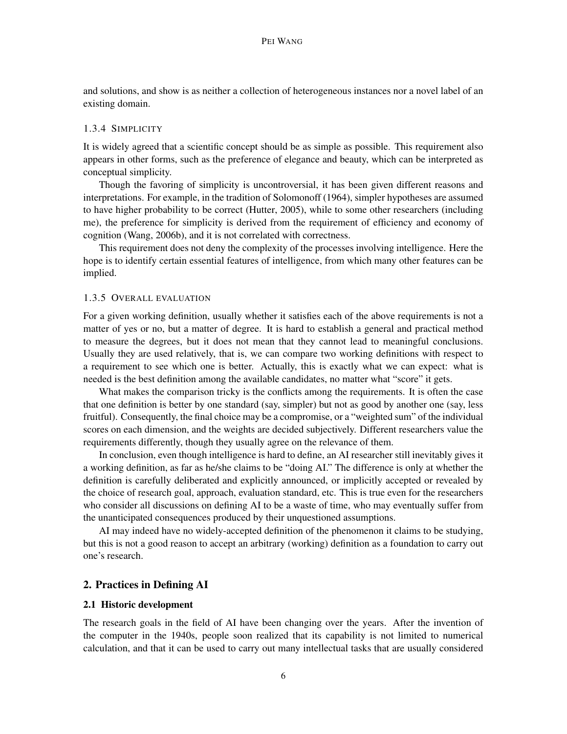and solutions, and show is as neither a collection of heterogeneous instances nor a novel label of an existing domain.

#### 1.3.4 Simplicity

It is widely agreed that a scientific concept should be as simple as possible. This requirement also appears in other forms, such as the preference of elegance and beauty, which can be interpreted as conceptual simplicity.

Though the favoring of simplicity is uncontroversial, it has been given different reasons and interpretations. For example, in the tradition of Solomonoff (1964), simpler hypotheses are assumed to have higher probability to be correct (Hutter, 2005), while to some other researchers (including me), the preference for simplicity is derived from the requirement of efficiency and economy of cognition (Wang, 2006b), and it is not correlated with correctness.

This requirement does not deny the complexity of the processes involving intelligence. Here the hope is to identify certain essential features of intelligence, from which many other features can be implied.

#### 1.3.5 Overall evaluation

For a given working definition, usually whether it satisfies each of the above requirements is not a matter of yes or no, but a matter of degree. It is hard to establish a general and practical method to measure the degrees, but it does not mean that they cannot lead to meaningful conclusions. Usually they are used relatively, that is, we can compare two working definitions with respect to a requirement to see which one is better. Actually, this is exactly what we can expect: what is needed is the best definition among the available candidates, no matter what "score" it gets.

What makes the comparison tricky is the conflicts among the requirements. It is often the case that one definition is better by one standard (say, simpler) but not as good by another one (say, less fruitful). Consequently, the final choice may be a compromise, or a "weighted sum" of the individual scores on each dimension, and the weights are decided subjectively. Different researchers value the requirements differently, though they usually agree on the relevance of them.

In conclusion, even though intelligence is hard to define, an AI researcher still inevitably gives it a working definition, as far as he/she claims to be "doing AI." The difference is only at whether the definition is carefully deliberated and explicitly announced, or implicitly accepted or revealed by the choice of research goal, approach, evaluation standard, etc. This is true even for the researchers who consider all discussions on defining AI to be a waste of time, who may eventually suffer from the unanticipated consequences produced by their unquestioned assumptions.

AI may indeed have no widely-accepted definition of the phenomenon it claims to be studying, but this is not a good reason to accept an arbitrary (working) definition as a foundation to carry out one's research.

## 2. Practices in Defining AI

### 2.1 Historic development

The research goals in the field of AI have been changing over the years. After the invention of the computer in the 1940s, people soon realized that its capability is not limited to numerical calculation, and that it can be used to carry out many intellectual tasks that are usually considered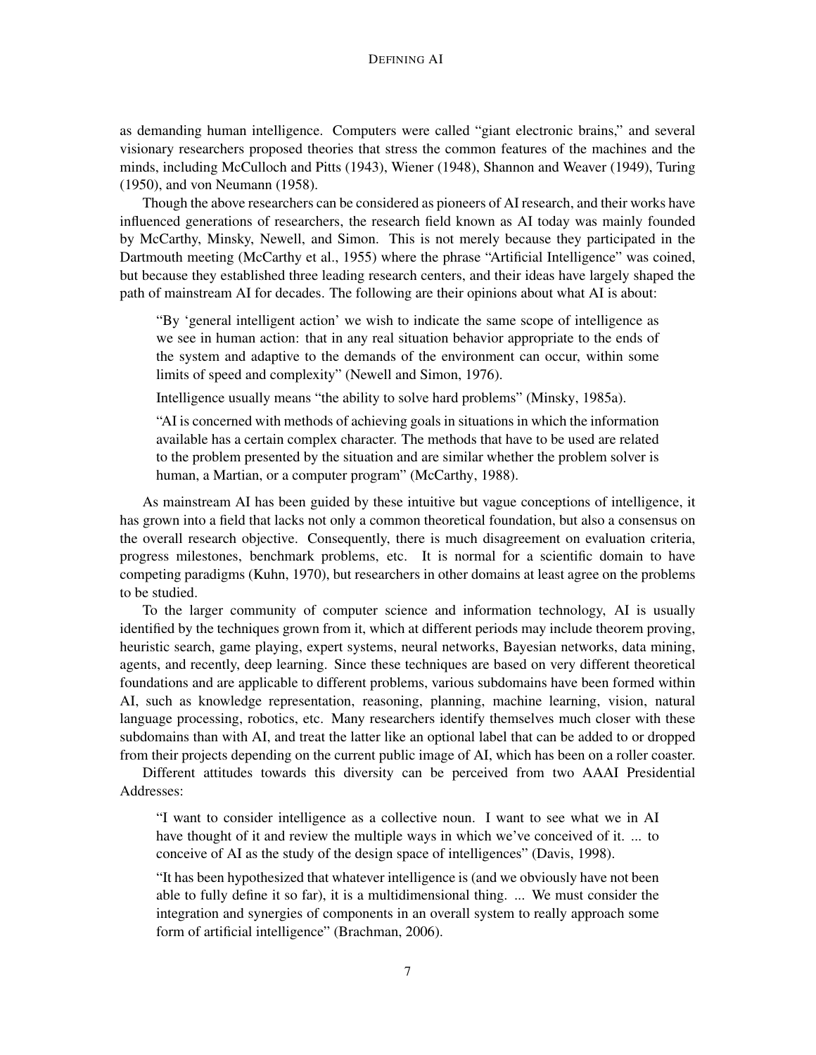as demanding human intelligence. Computers were called "giant electronic brains," and several visionary researchers proposed theories that stress the common features of the machines and the minds, including McCulloch and Pitts (1943), Wiener (1948), Shannon and Weaver (1949), Turing (1950), and von Neumann (1958).

Though the above researchers can be considered as pioneers of AI research, and their works have influenced generations of researchers, the research field known as AI today was mainly founded by McCarthy, Minsky, Newell, and Simon. This is not merely because they participated in the Dartmouth meeting (McCarthy et al., 1955) where the phrase "Artificial Intelligence" was coined, but because they established three leading research centers, and their ideas have largely shaped the path of mainstream AI for decades. The following are their opinions about what AI is about:

> "By 'general intelligent action' we wish to indicate the same scope of intelligence as we see in human action: that in any real situation behavior appropriate to the ends of the system and adaptive to the demands of the environment can occur, within some limits of speed and complexity" (Newell and Simon, 1976).
>
> Intelligence usually means "the ability to solve hard problems" (Minsky, 1985a).
>
> "AI is concerned with methods of achieving goals in situations in which the information available has a certain complex character. The methods that have to be used are related to the problem presented by the situation and are similar whether the problem solver is human, a Martian, or a computer program" (McCarthy, 1988).

As mainstream AI has been guided by these intuitive but vague conceptions of intelligence, it has grown into a field that lacks not only a common theoretical foundation, but also a consensus on the overall research objective. Consequently, there is much disagreement on evaluation criteria, progress milestones, benchmark problems, etc. It is normal for a scientific domain to have competing paradigms (Kuhn, 1970), but researchers in other domains at least agree on the problems to be studied.

To the larger community of computer science and information technology, AI is usually identified by the techniques grown from it, which at different periods may include theorem proving, heuristic search, game playing, expert systems, neural networks, Bayesian networks, data mining, agents, and recently, deep learning. Since these techniques are based on very different theoretical foundations and are applicable to different problems, various subdomains have been formed within AI, such as knowledge representation, reasoning, planning, machine learning, vision, natural language processing, robotics, etc. Many researchers identify themselves much closer with these subdomains than with AI, and treat the latter like an optional label that can be added to or dropped from their projects depending on the current public image of AI, which has been on a roller coaster.

Different attitudes towards this diversity can be perceived from two AAAI Presidential Addresses:

> "I want to consider intelligence as a collective noun. I want to see what we in AI have thought of it and review the multiple ways in which we've conceived of it. ... to conceive of AI as the study of the design space of intelligences" (Davis, 1998).
>
> "It has been hypothesized that whatever intelligence is (and we obviously have not been able to fully define it so far), it is a multidimensional thing. ... We must consider the integration and synergies of components in an overall system to really approach some form of artificial intelligence" (Brachman, 2006).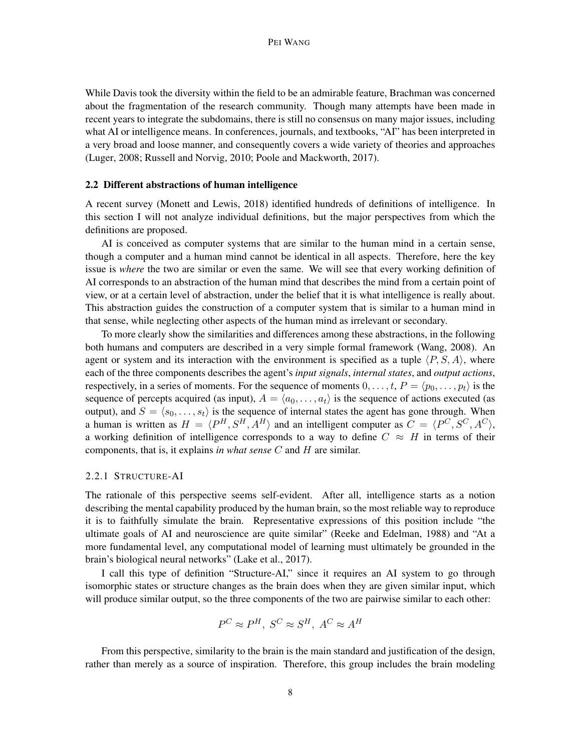While Davis took the diversity within the field to be an admirable feature, Brachman was concerned about the fragmentation of the research community. Though many attempts have been made in recent years to integrate the subdomains, there is still no consensus on many major issues, including what AI or intelligence means. In conferences, journals, and textbooks, "AI" has been interpreted in a very broad and loose manner, and consequently covers a wide variety of theories and approaches (Luger, 2008; Russell and Norvig, 2010; Poole and Mackworth, 2017).

### 2.2 Different abstractions of human intelligence

A recent survey (Monett and Lewis, 2018) identified hundreds of definitions of intelligence. In this section I will not analyze individual definitions, but the major perspectives from which the definitions are proposed.

AI is conceived as computer systems that are similar to the human mind in a certain sense, though a computer and a human mind cannot be identical in all aspects. Therefore, here the key issue is *where* the two are similar or even the same. We will see that every working definition of AI corresponds to an abstraction of the human mind that describes the mind from a certain point of view, or at a certain level of abstraction, under the belief that it is what intelligence is really about. This abstraction guides the construction of a computer system that is similar to a human mind in that sense, while neglecting other aspects of the human mind as irrelevant or secondary.

To more clearly show the similarities and differences among these abstractions, in the following both humans and computers are described in a very simple formal framework (Wang, 2008). An agent or system and its interaction with the environment is specified as a tuple $\langle P, S, A \rangle$, where each of the three components describes the agent's *input signals*, *internal states*, and *output actions*, respectively, in a series of moments. For the sequence of moments $0, \ldots, t$, $P = \langle p_0, \ldots, p_t \rangle$ is the sequence of percepts acquired (as input), $A = \langle a_0, \ldots, a_t \rangle$ is the sequence of actions executed (as output), and $S = \langle s_0, \ldots, s_t \rangle$ is the sequence of internal states the agent has gone through. When a human is written as $H = \langle P^H, S^H, A^H \rangle$ and an intelligent computer as $C = \langle P^C, S^C, A^C \rangle$, a working definition of intelligence corresponds to a way to define $C \approx H$ in terms of their components, that is, it explains *in what sense* $C$ and $H$ are similar.

#### 2.2.1 Structure-AI

The rationale of this perspective seems self-evident. After all, intelligence starts as a notion describing the mental capability produced by the human brain, so the most reliable way to reproduce it is to faithfully simulate the brain. Representative expressions of this position include "the ultimate goals of AI and neuroscience are quite similar" (Reeke and Edelman, 1988) and "At a more fundamental level, any computational model of learning must ultimately be grounded in the brain's biological neural networks" (Lake et al., 2017).

I call this type of definition "Structure-AI," since it requires an AI system to go through isomorphic states or structure changes as the brain does when they are given similar input, which will produce similar output, so the three components of the two are pairwise similar to each other:

$$P^C \approx P^H, \; S^C \approx S^H, \; A^C \approx A^H$$

From this perspective, similarity to the brain is the main standard and justification of the design, rather than merely as a source of inspiration. Therefore, this group includes the brain modeling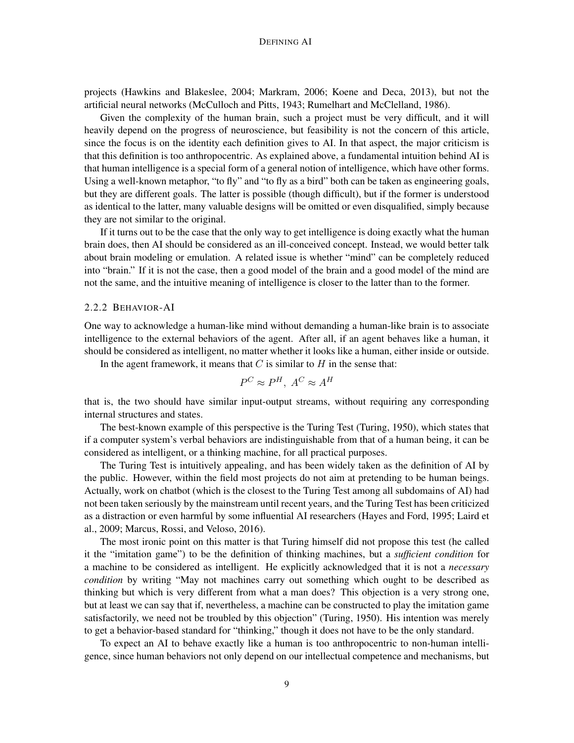projects (Hawkins and Blakeslee, 2004; Markram, 2006; Koene and Deca, 2013), but not the artificial neural networks (McCulloch and Pitts, 1943; Rumelhart and McClelland, 1986).

Given the complexity of the human brain, such a project must be very difficult, and it will heavily depend on the progress of neuroscience, but feasibility is not the concern of this article, since the focus is on the identity each definition gives to AI. In that aspect, the major criticism is that this definition is too anthropocentric. As explained above, a fundamental intuition behind AI is that human intelligence is a special form of a general notion of intelligence, which have other forms. Using a well-known metaphor, "to fly" and "to fly as a bird" both can be taken as engineering goals, but they are different goals. The latter is possible (though difficult), but if the former is understood as identical to the latter, many valuable designs will be omitted or even disqualified, simply because they are not similar to the original.

If it turns out to be the case that the only way to get intelligence is doing exactly what the human brain does, then AI should be considered as an ill-conceived concept. Instead, we would better talk about brain modeling or emulation. A related issue is whether "mind" can be completely reduced into "brain." If it is not the case, then a good model of the brain and a good model of the mind are not the same, and the intuitive meaning of intelligence is closer to the latter than to the former.

### 2.2.2 Behavior-AI

One way to acknowledge a human-like mind without demanding a human-like brain is to associate intelligence to the external behaviors of the agent. After all, if an agent behaves like a human, it should be considered as intelligent, no matter whether it looks like a human, either inside or outside.

In the agent framework, it means that $C$ is similar to $H$ in the sense that:

$$P^C \approx P^H,\ A^C \approx A^H$$

that is, the two should have similar input-output streams, without requiring any corresponding internal structures and states.

The best-known example of this perspective is the Turing Test (Turing, 1950), which states that if a computer system's verbal behaviors are indistinguishable from that of a human being, it can be considered as intelligent, or a thinking machine, for all practical purposes.

The Turing Test is intuitively appealing, and has been widely taken as the definition of AI by the public. However, within the field most projects do not aim at pretending to be human beings. Actually, work on chatbot (which is the closest to the Turing Test among all subdomains of AI) had not been taken seriously by the mainstream until recent years, and the Turing Test has been criticized as a distraction or even harmful by some influential AI researchers (Hayes and Ford, 1995; Laird et al., 2009; Marcus, Rossi, and Veloso, 2016).

The most ironic point on this matter is that Turing himself did not propose this test (he called it the "imitation game") to be the definition of thinking machines, but a *sufficient condition* for a machine to be considered as intelligent. He explicitly acknowledged that it is not a *necessary condition* by writing "May not machines carry out something which ought to be described as thinking but which is very different from what a man does? This objection is a very strong one, but at least we can say that if, nevertheless, a machine can be constructed to play the imitation game satisfactorily, we need not be troubled by this objection" (Turing, 1950). His intention was merely to get a behavior-based standard for "thinking," though it does not have to be the only standard.

To expect an AI to behave exactly like a human is too anthropocentric to non-human intelligence, since human behaviors not only depend on our intellectual competence and mechanisms, but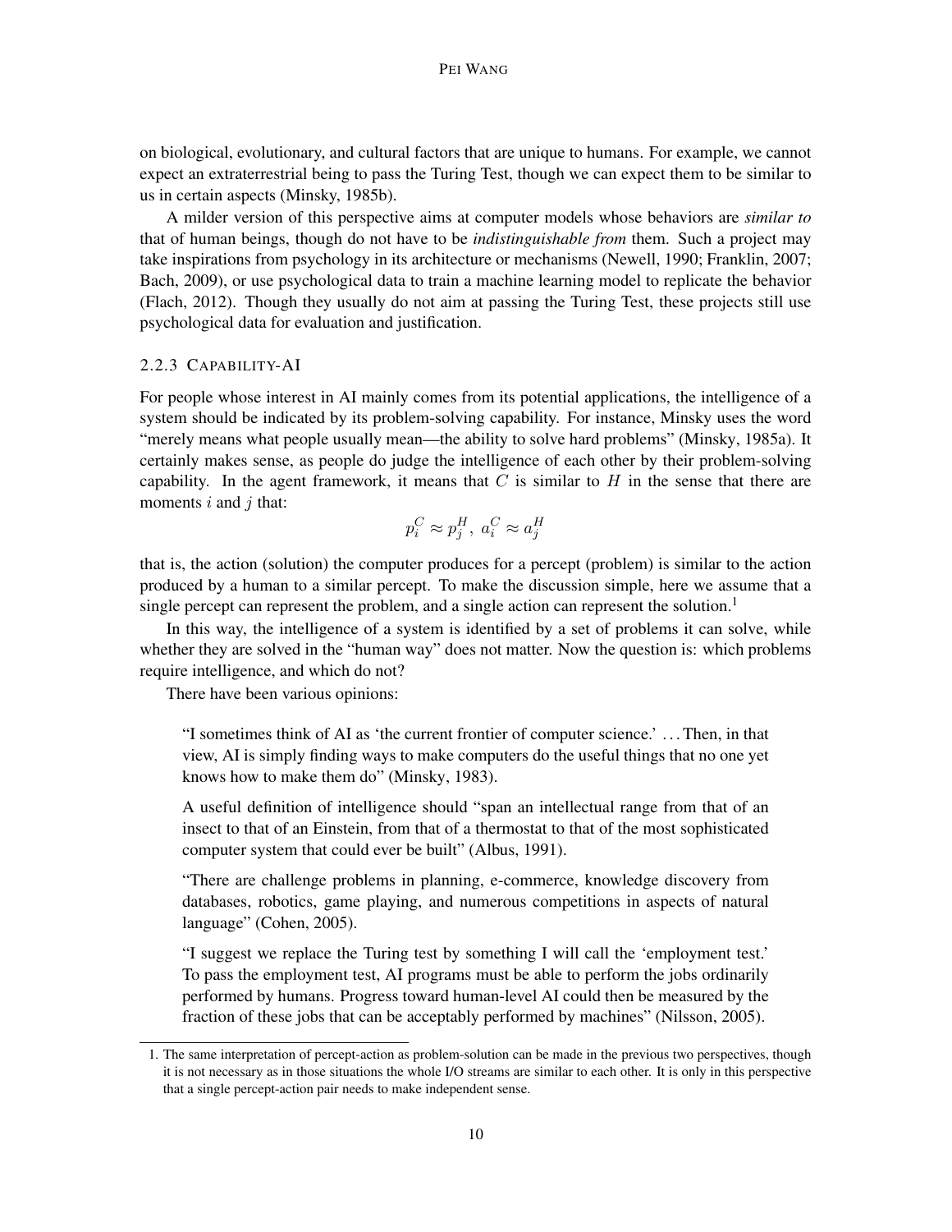on biological, evolutionary, and cultural factors that are unique to humans. For example, we cannot expect an extraterrestrial being to pass the Turing Test, though we can expect them to be similar to us in certain aspects (Minsky, 1985b).

A milder version of this perspective aims at computer models whose behaviors are *similar to* that of human beings, though do not have to be *indistinguishable from* them. Such a project may take inspirations from psychology in its architecture or mechanisms (Newell, 1990; Franklin, 2007; Bach, 2009), or use psychological data to train a machine learning model to replicate the behavior (Flach, 2012). Though they usually do not aim at passing the Turing Test, these projects still use psychological data for evaluation and justification.

### 2.2.3 Capability-AI

For people whose interest in AI mainly comes from its potential applications, the intelligence of a system should be indicated by its problem-solving capability. For instance, Minsky uses the word "merely means what people usually mean—the ability to solve hard problems" (Minsky, 1985a). It certainly makes sense, as people do judge the intelligence of each other by their problem-solving capability. In the agent framework, it means that $C$ is similar to $H$ in the sense that there are moments $i$ and $j$ that:

$$p_i^C \approx p_j^H,\ a_i^C \approx a_j^H$$

that is, the action (solution) the computer produces for a percept (problem) is similar to the action produced by a human to a similar percept. To make the discussion simple, here we assume that a single percept can represent the problem, and a single action can represent the solution.[1]

In this way, the intelligence of a system is identified by a set of problems it can solve, while whether they are solved in the "human way" does not matter. Now the question is: which problems require intelligence, and which do not?

There have been various opinions:

> "I sometimes think of AI as 'the current frontier of computer science.' . . . Then, in that view, AI is simply finding ways to make computers do the useful things that no one yet knows how to make them do" (Minsky, 1983).
>
> A useful definition of intelligence should "span an intellectual range from that of an insect to that of an Einstein, from that of a thermostat to that of the most sophisticated computer system that could ever be built" (Albus, 1991).
>
> "There are challenge problems in planning, e-commerce, knowledge discovery from databases, robotics, game playing, and numerous competitions in aspects of natural language" (Cohen, 2005).
>
> "I suggest we replace the Turing test by something I will call the 'employment test.' To pass the employment test, AI programs must be able to perform the jobs ordinarily performed by humans. Progress toward human-level AI could then be measured by the fraction of these jobs that can be acceptably performed by machines" (Nilsson, 2005).

1. The same interpretation of percept-action as problem-solution can be made in the previous two perspectives, though it is not necessary as in those situations the whole I/O streams are similar to each other. It is only in this perspective that a single percept-action pair needs to make independent sense.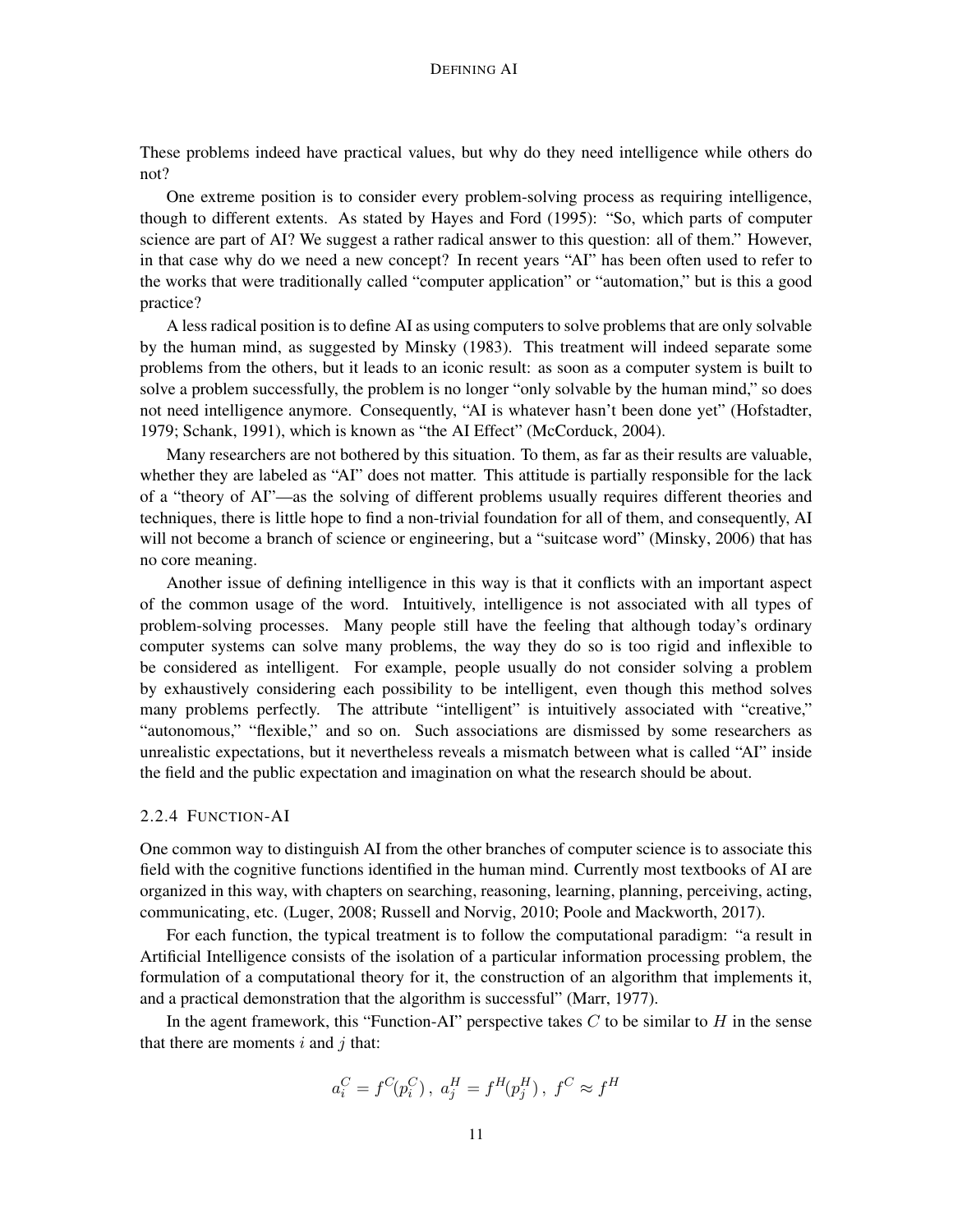These problems indeed have practical values, but why do they need intelligence while others do not?

One extreme position is to consider every problem-solving process as requiring intelligence, though to different extents. As stated by Hayes and Ford (1995): "So, which parts of computer science are part of AI? We suggest a rather radical answer to this question: all of them." However, in that case why do we need a new concept? In recent years "AI" has been often used to refer to the works that were traditionally called "computer application" or "automation," but is this a good practice?

A less radical position is to define AI as using computers to solve problems that are only solvable by the human mind, as suggested by Minsky (1983). This treatment will indeed separate some problems from the others, but it leads to an iconic result: as soon as a computer system is built to solve a problem successfully, the problem is no longer "only solvable by the human mind," so does not need intelligence anymore. Consequently, "AI is whatever hasn't been done yet" (Hofstadter, 1979; Schank, 1991), which is known as "the AI Effect" (McCorduck, 2004).

Many researchers are not bothered by this situation. To them, as far as their results are valuable, whether they are labeled as "AI" does not matter. This attitude is partially responsible for the lack of a "theory of AI"—as the solving of different problems usually requires different theories and techniques, there is little hope to find a non-trivial foundation for all of them, and consequently, AI will not become a branch of science or engineering, but a "suitcase word" (Minsky, 2006) that has no core meaning.

Another issue of defining intelligence in this way is that it conflicts with an important aspect of the common usage of the word. Intuitively, intelligence is not associated with all types of problem-solving processes. Many people still have the feeling that although today's ordinary computer systems can solve many problems, the way they do so is too rigid and inflexible to be considered as intelligent. For example, people usually do not consider solving a problem by exhaustively considering each possibility to be intelligent, even though this method solves many problems perfectly. The attribute "intelligent" is intuitively associated with "creative," "autonomous," "flexible," and so on. Such associations are dismissed by some researchers as unrealistic expectations, but it nevertheless reveals a mismatch between what is called "AI" inside the field and the public expectation and imagination on what the research should be about.

### 2.2.4 Function-AI

One common way to distinguish AI from the other branches of computer science is to associate this field with the cognitive functions identified in the human mind. Currently most textbooks of AI are organized in this way, with chapters on searching, reasoning, learning, planning, perceiving, acting, communicating, etc. (Luger, 2008; Russell and Norvig, 2010; Poole and Mackworth, 2017).

For each function, the typical treatment is to follow the computational paradigm: "a result in Artificial Intelligence consists of the isolation of a particular information processing problem, the formulation of a computational theory for it, the construction of an algorithm that implements it, and a practical demonstration that the algorithm is successful" (Marr, 1977).

In the agent framework, this "Function-AI" perspective takes $C$ to be similar to $H$ in the sense that there are moments $i$ and $j$ that:

$$a_i^C = f^C(p_i^C)\,,\; a_j^H = f^H(p_j^H)\,,\; f^C \approx f^H$$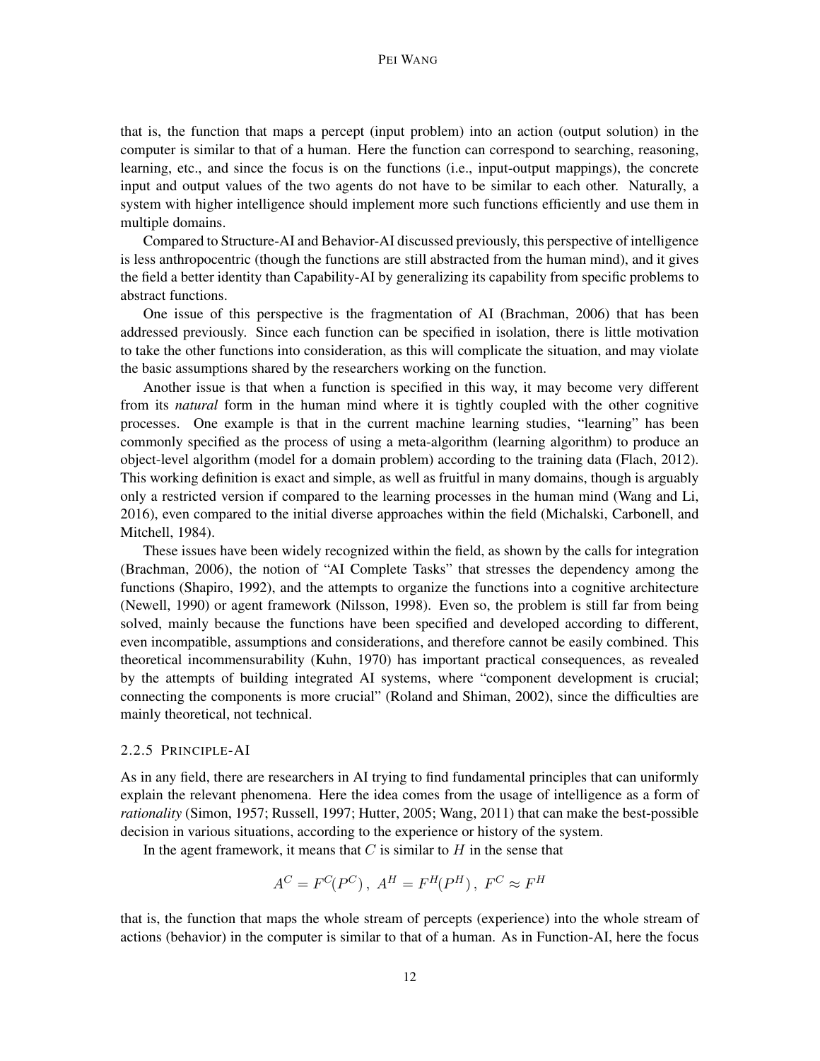that is, the function that maps a percept (input problem) into an action (output solution) in the computer is similar to that of a human. Here the function can correspond to searching, reasoning, learning, etc., and since the focus is on the functions (i.e., input-output mappings), the concrete input and output values of the two agents do not have to be similar to each other. Naturally, a system with higher intelligence should implement more such functions efficiently and use them in multiple domains.

Compared to Structure-AI and Behavior-AI discussed previously, this perspective of intelligence is less anthropocentric (though the functions are still abstracted from the human mind), and it gives the field a better identity than Capability-AI by generalizing its capability from specific problems to abstract functions.

One issue of this perspective is the fragmentation of AI (Brachman, 2006) that has been addressed previously. Since each function can be specified in isolation, there is little motivation to take the other functions into consideration, as this will complicate the situation, and may violate the basic assumptions shared by the researchers working on the function.

Another issue is that when a function is specified in this way, it may become very different from its *natural* form in the human mind where it is tightly coupled with the other cognitive processes. One example is that in the current machine learning studies, "learning" has been commonly specified as the process of using a meta-algorithm (learning algorithm) to produce an object-level algorithm (model for a domain problem) according to the training data (Flach, 2012). This working definition is exact and simple, as well as fruitful in many domains, though is arguably only a restricted version if compared to the learning processes in the human mind (Wang and Li, 2016), even compared to the initial diverse approaches within the field (Michalski, Carbonell, and Mitchell, 1984).

These issues have been widely recognized within the field, as shown by the calls for integration (Brachman, 2006), the notion of "AI Complete Tasks" that stresses the dependency among the functions (Shapiro, 1992), and the attempts to organize the functions into a cognitive architecture (Newell, 1990) or agent framework (Nilsson, 1998). Even so, the problem is still far from being solved, mainly because the functions have been specified and developed according to different, even incompatible, assumptions and considerations, and therefore cannot be easily combined. This theoretical incommensurability (Kuhn, 1970) has important practical consequences, as revealed by the attempts of building integrated AI systems, where "component development is crucial; connecting the components is more crucial" (Roland and Shiman, 2002), since the difficulties are mainly theoretical, not technical.

### 2.2.5 Principle-AI

As in any field, there are researchers in AI trying to find fundamental principles that can uniformly explain the relevant phenomena. Here the idea comes from the usage of intelligence as a form of *rationality* (Simon, 1957; Russell, 1997; Hutter, 2005; Wang, 2011) that can make the best-possible decision in various situations, according to the experience or history of the system.

In the agent framework, it means that $C$ is similar to $H$ in the sense that

$$A^C = F^C(P^C)\,,\; A^H = F^H(P^H)\,,\; F^C \approx F^H$$

that is, the function that maps the whole stream of percepts (experience) into the whole stream of actions (behavior) in the computer is similar to that of a human. As in Function-AI, here the focus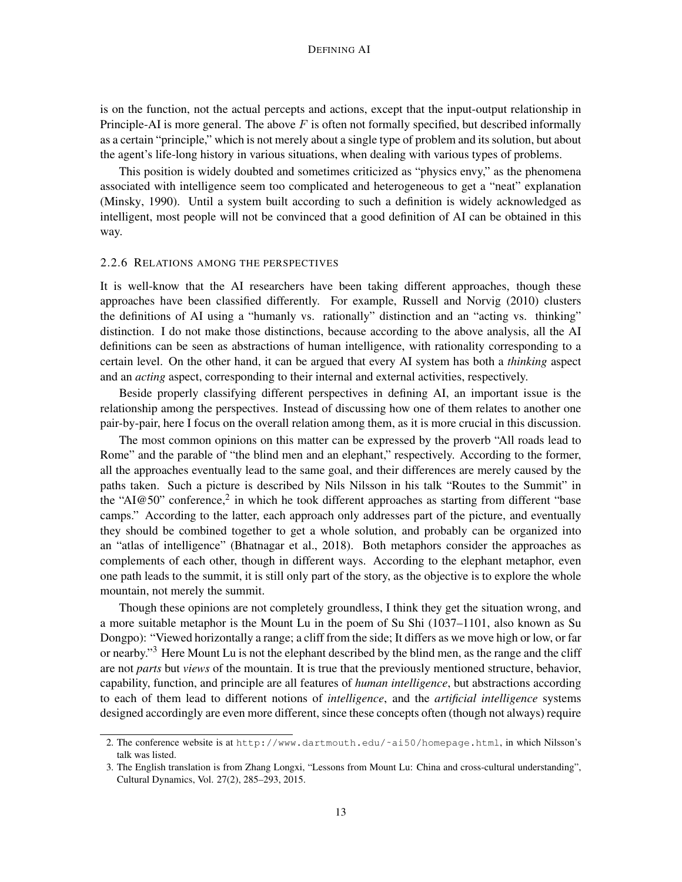is on the function, not the actual percepts and actions, except that the input-output relationship in Principle-AI is more general. The above $F$ is often not formally specified, but described informally as a certain "principle," which is not merely about a single type of problem and its solution, but about the agent's life-long history in various situations, when dealing with various types of problems.

This position is widely doubted and sometimes criticized as "physics envy," as the phenomena associated with intelligence seem too complicated and heterogeneous to get a "neat" explanation (Minsky, 1990). Until a system built according to such a definition is widely acknowledged as intelligent, most people will not be convinced that a good definition of AI can be obtained in this way.

### 2.2.6 Relations among the perspectives

It is well-know that the AI researchers have been taking different approaches, though these approaches have been classified differently. For example, Russell and Norvig (2010) clusters the definitions of AI using a "humanly vs. rationally" distinction and an "acting vs. thinking" distinction. I do not make those distinctions, because according to the above analysis, all the AI definitions can be seen as abstractions of human intelligence, with rationality corresponding to a certain level. On the other hand, it can be argued that every AI system has both a *thinking* aspect and an *acting* aspect, corresponding to their internal and external activities, respectively.

Beside properly classifying different perspectives in defining AI, an important issue is the relationship among the perspectives. Instead of discussing how one of them relates to another one pair-by-pair, here I focus on the overall relation among them, as it is more crucial in this discussion.

The most common opinions on this matter can be expressed by the proverb "All roads lead to Rome" and the parable of "the blind men and an elephant," respectively. According to the former, all the approaches eventually lead to the same goal, and their differences are merely caused by the paths taken. Such a picture is described by Nils Nilsson in his talk "Routes to the Summit" in the "AI@50" conference,[2] in which he took different approaches as starting from different "base camps." According to the latter, each approach only addresses part of the picture, and eventually they should be combined together to get a whole solution, and probably can be organized into an "atlas of intelligence" (Bhatnagar et al., 2018). Both metaphors consider the approaches as complements of each other, though in different ways. According to the elephant metaphor, even one path leads to the summit, it is still only part of the story, as the objective is to explore the whole mountain, not merely the summit.

Though these opinions are not completely groundless, I think they get the situation wrong, and a more suitable metaphor is the Mount Lu in the poem of Su Shi (1037–1101, also known as Su Dongpo): "Viewed horizontally a range; a cliff from the side; It differs as we move high or low, or far or nearby."[3] Here Mount Lu is not the elephant described by the blind men, as the range and the cliff are not *parts* but *views* of the mountain. It is true that the previously mentioned structure, behavior, capability, function, and principle are all features of *human intelligence*, but abstractions according to each of them lead to different notions of *intelligence*, and the *artificial intelligence* systems designed accordingly are even more different, since these concepts often (though not always) require

2. The conference website is at `http://www.dartmouth.edu/~ai50/homepage.html`, in which Nilsson's talk was listed.

3. The English translation is from Zhang Longxi, "Lessons from Mount Lu: China and cross-cultural understanding", Cultural Dynamics, Vol. 27(2), 285–293, 2015.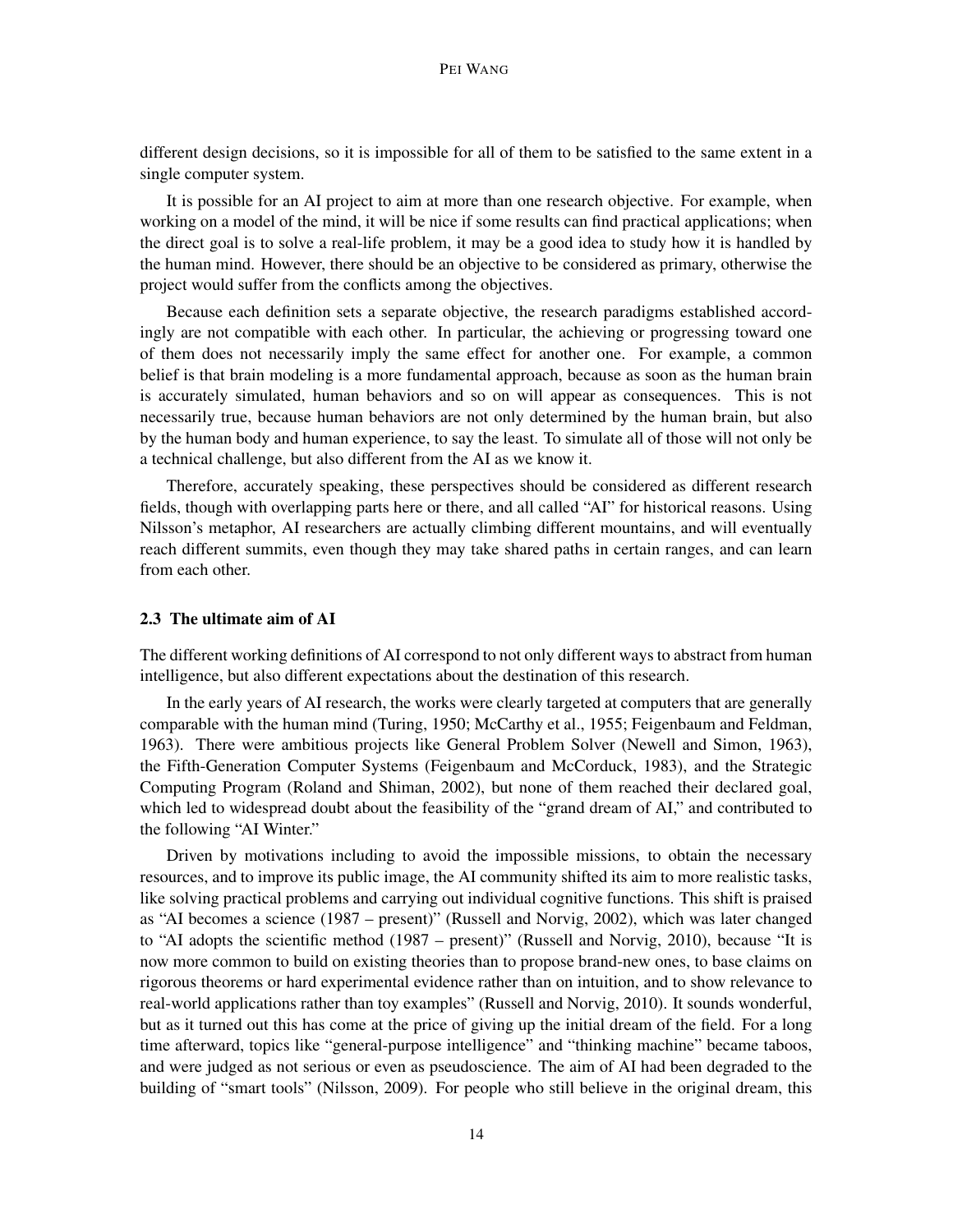different design decisions, so it is impossible for all of them to be satisfied to the same extent in a single computer system.

It is possible for an AI project to aim at more than one research objective. For example, when working on a model of the mind, it will be nice if some results can find practical applications; when the direct goal is to solve a real-life problem, it may be a good idea to study how it is handled by the human mind. However, there should be an objective to be considered as primary, otherwise the project would suffer from the conflicts among the objectives.

Because each definition sets a separate objective, the research paradigms established accordingly are not compatible with each other. In particular, the achieving or progressing toward one of them does not necessarily imply the same effect for another one. For example, a common belief is that brain modeling is a more fundamental approach, because as soon as the human brain is accurately simulated, human behaviors and so on will appear as consequences. This is not necessarily true, because human behaviors are not only determined by the human brain, but also by the human body and human experience, to say the least. To simulate all of those will not only be a technical challenge, but also different from the AI as we know it.

Therefore, accurately speaking, these perspectives should be considered as different research fields, though with overlapping parts here or there, and all called "AI" for historical reasons. Using Nilsson's metaphor, AI researchers are actually climbing different mountains, and will eventually reach different summits, even though they may take shared paths in certain ranges, and can learn from each other.

### 2.3 The ultimate aim of AI

The different working definitions of AI correspond to not only different ways to abstract from human intelligence, but also different expectations about the destination of this research.

In the early years of AI research, the works were clearly targeted at computers that are generally comparable with the human mind (Turing, 1950; McCarthy et al., 1955; Feigenbaum and Feldman, 1963). There were ambitious projects like General Problem Solver (Newell and Simon, 1963), the Fifth-Generation Computer Systems (Feigenbaum and McCorduck, 1983), and the Strategic Computing Program (Roland and Shiman, 2002), but none of them reached their declared goal, which led to widespread doubt about the feasibility of the "grand dream of AI," and contributed to the following "AI Winter."

Driven by motivations including to avoid the impossible missions, to obtain the necessary resources, and to improve its public image, the AI community shifted its aim to more realistic tasks, like solving practical problems and carrying out individual cognitive functions. This shift is praised as "AI becomes a science (1987 – present)" (Russell and Norvig, 2002), which was later changed to "AI adopts the scientific method (1987 – present)" (Russell and Norvig, 2010), because "It is now more common to build on existing theories than to propose brand-new ones, to base claims on rigorous theorems or hard experimental evidence rather than on intuition, and to show relevance to real-world applications rather than toy examples" (Russell and Norvig, 2010). It sounds wonderful, but as it turned out this has come at the price of giving up the initial dream of the field. For a long time afterward, topics like "general-purpose intelligence" and "thinking machine" became taboos, and were judged as not serious or even as pseudoscience. The aim of AI had been degraded to the building of "smart tools" (Nilsson, 2009). For people who still believe in the original dream, this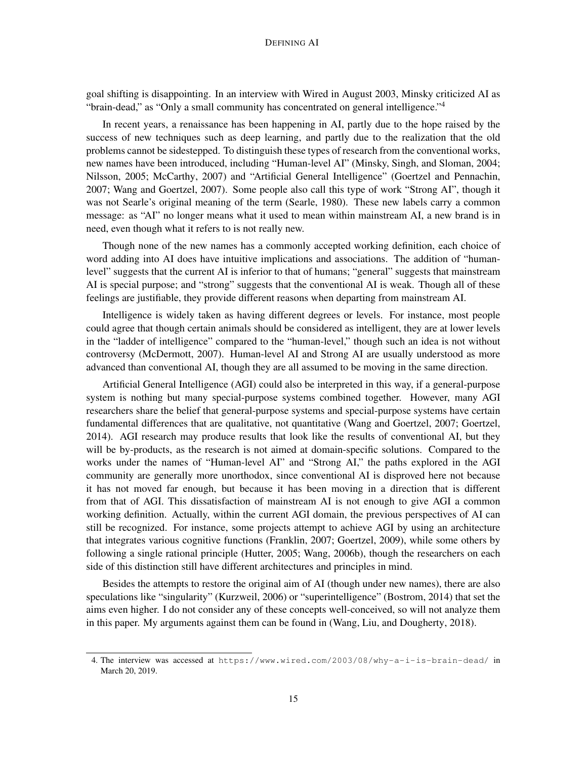goal shifting is disappointing. In an interview with Wired in August 2003, Minsky criticized AI as "brain-dead," as "Only a small community has concentrated on general intelligence."[4]

In recent years, a renaissance has been happening in AI, partly due to the hope raised by the success of new techniques such as deep learning, and partly due to the realization that the old problems cannot be sidestepped. To distinguish these types of research from the conventional works, new names have been introduced, including "Human-level AI" (Minsky, Singh, and Sloman, 2004; Nilsson, 2005; McCarthy, 2007) and "Artificial General Intelligence" (Goertzel and Pennachin, 2007; Wang and Goertzel, 2007). Some people also call this type of work "Strong AI", though it was not Searle's original meaning of the term (Searle, 1980). These new labels carry a common message: as "AI" no longer means what it used to mean within mainstream AI, a new brand is in need, even though what it refers to is not really new.

Though none of the new names has a commonly accepted working definition, each choice of word adding into AI does have intuitive implications and associations. The addition of "human-level" suggests that the current AI is inferior to that of humans; "general" suggests that mainstream AI is special purpose; and "strong" suggests that the conventional AI is weak. Though all of these feelings are justifiable, they provide different reasons when departing from mainstream AI.

Intelligence is widely taken as having different degrees or levels. For instance, most people could agree that though certain animals should be considered as intelligent, they are at lower levels in the "ladder of intelligence" compared to the "human-level," though such an idea is not without controversy (McDermott, 2007). Human-level AI and Strong AI are usually understood as more advanced than conventional AI, though they are all assumed to be moving in the same direction.

Artificial General Intelligence (AGI) could also be interpreted in this way, if a general-purpose system is nothing but many special-purpose systems combined together. However, many AGI researchers share the belief that general-purpose systems and special-purpose systems have certain fundamental differences that are qualitative, not quantitative (Wang and Goertzel, 2007; Goertzel, 2014). AGI research may produce results that look like the results of conventional AI, but they will be by-products, as the research is not aimed at domain-specific solutions. Compared to the works under the names of "Human-level AI" and "Strong AI," the paths explored in the AGI community are generally more unorthodox, since conventional AI is disproved here not because it has not moved far enough, but because it has been moving in a direction that is different from that of AGI. This dissatisfaction of mainstream AI is not enough to give AGI a common working definition. Actually, within the current AGI domain, the previous perspectives of AI can still be recognized. For instance, some projects attempt to achieve AGI by using an architecture that integrates various cognitive functions (Franklin, 2007; Goertzel, 2009), while some others by following a single rational principle (Hutter, 2005; Wang, 2006b), though the researchers on each side of this distinction still have different architectures and principles in mind.

Besides the attempts to restore the original aim of AI (though under new names), there are also speculations like "singularity" (Kurzweil, 2006) or "superintelligence" (Bostrom, 2014) that set the aims even higher. I do not consider any of these concepts well-conceived, so will not analyze them in this paper. My arguments against them can be found in (Wang, Liu, and Dougherty, 2018).

---

4. The interview was accessed at https://www.wired.com/2003/08/why-a-i-is-brain-dead/ in March 20, 2019.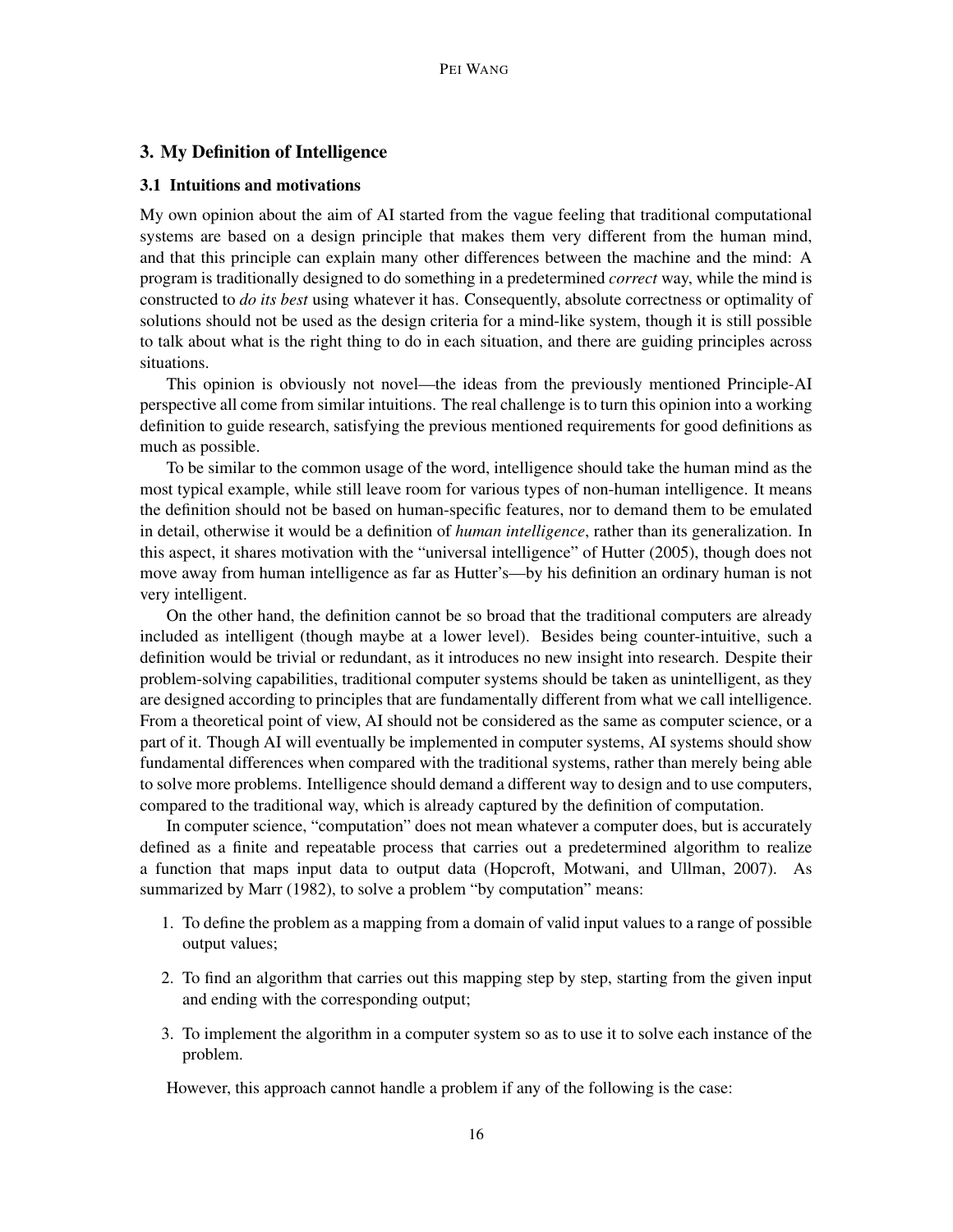## 3. My Definition of Intelligence

### 3.1 Intuitions and motivations

My own opinion about the aim of AI started from the vague feeling that traditional computational systems are based on a design principle that makes them very different from the human mind, and that this principle can explain many other differences between the machine and the mind: A program is traditionally designed to do something in a predetermined *correct* way, while the mind is constructed to *do its best* using whatever it has. Consequently, absolute correctness or optimality of solutions should not be used as the design criteria for a mind-like system, though it is still possible to talk about what is the right thing to do in each situation, and there are guiding principles across situations.

This opinion is obviously not novel—the ideas from the previously mentioned Principle-AI perspective all come from similar intuitions. The real challenge is to turn this opinion into a working definition to guide research, satisfying the previous mentioned requirements for good definitions as much as possible.

To be similar to the common usage of the word, intelligence should take the human mind as the most typical example, while still leave room for various types of non-human intelligence. It means the definition should not be based on human-specific features, nor to demand them to be emulated in detail, otherwise it would be a definition of *human intelligence*, rather than its generalization. In this aspect, it shares motivation with the "universal intelligence" of Hutter (2005), though does not move away from human intelligence as far as Hutter's—by his definition an ordinary human is not very intelligent.

On the other hand, the definition cannot be so broad that the traditional computers are already included as intelligent (though maybe at a lower level). Besides being counter-intuitive, such a definition would be trivial or redundant, as it introduces no new insight into research. Despite their problem-solving capabilities, traditional computer systems should be taken as unintelligent, as they are designed according to principles that are fundamentally different from what we call intelligence. From a theoretical point of view, AI should not be considered as the same as computer science, or a part of it. Though AI will eventually be implemented in computer systems, AI systems should show fundamental differences when compared with the traditional systems, rather than merely being able to solve more problems. Intelligence should demand a different way to design and to use computers, compared to the traditional way, which is already captured by the definition of computation.

In computer science, "computation" does not mean whatever a computer does, but is accurately defined as a finite and repeatable process that carries out a predetermined algorithm to realize a function that maps input data to output data (Hopcroft, Motwani, and Ullman, 2007). As summarized by Marr (1982), to solve a problem "by computation" means:

1. To define the problem as a mapping from a domain of valid input values to a range of possible output values;
2. To find an algorithm that carries out this mapping step by step, starting from the given input and ending with the corresponding output;
3. To implement the algorithm in a computer system so as to use it to solve each instance of the problem.

However, this approach cannot handle a problem if any of the following is the case: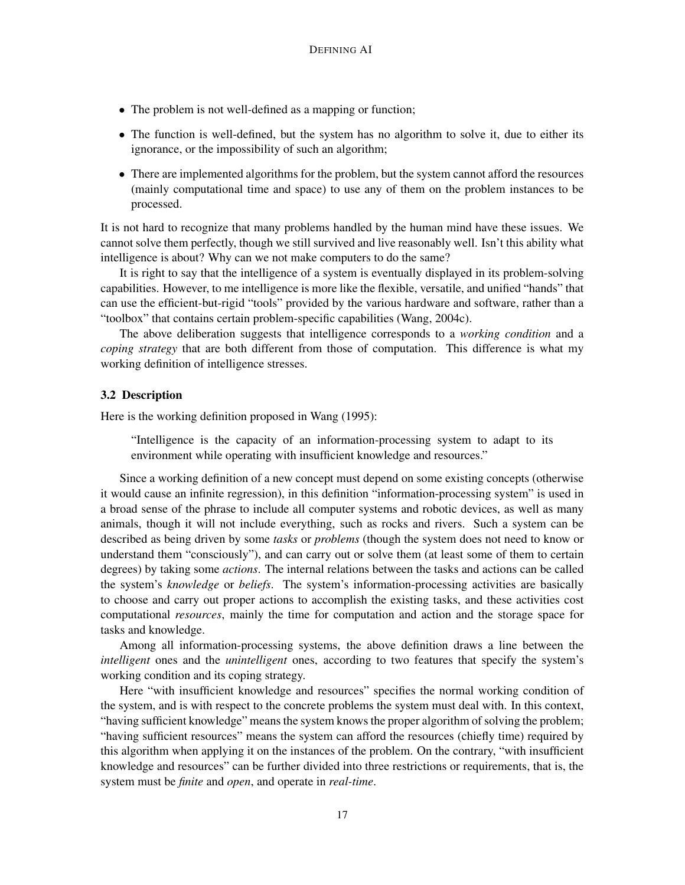- The problem is not well-defined as a mapping or function;
- The function is well-defined, but the system has no algorithm to solve it, due to either its ignorance, or the impossibility of such an algorithm;
- There are implemented algorithms for the problem, but the system cannot afford the resources (mainly computational time and space) to use any of them on the problem instances to be processed.

It is not hard to recognize that many problems handled by the human mind have these issues. We cannot solve them perfectly, though we still survived and live reasonably well. Isn't this ability what intelligence is about? Why can we not make computers to do the same?

It is right to say that the intelligence of a system is eventually displayed in its problem-solving capabilities. However, to me intelligence is more like the flexible, versatile, and unified "hands" that can use the efficient-but-rigid "tools" provided by the various hardware and software, rather than a "toolbox" that contains certain problem-specific capabilities (Wang, 2004c).

The above deliberation suggests that intelligence corresponds to a *working condition* and a *coping strategy* that are both different from those of computation. This difference is what my working definition of intelligence stresses.

### 3.2 Description

Here is the working definition proposed in Wang (1995):

> "Intelligence is the capacity of an information-processing system to adapt to its environment while operating with insufficient knowledge and resources."

Since a working definition of a new concept must depend on some existing concepts (otherwise it would cause an infinite regression), in this definition "information-processing system" is used in a broad sense of the phrase to include all computer systems and robotic devices, as well as many animals, though it will not include everything, such as rocks and rivers. Such a system can be described as being driven by some *tasks* or *problems* (though the system does not need to know or understand them "consciously"), and can carry out or solve them (at least some of them to certain degrees) by taking some *actions*. The internal relations between the tasks and actions can be called the system's *knowledge* or *beliefs*. The system's information-processing activities are basically to choose and carry out proper actions to accomplish the existing tasks, and these activities cost computational *resources*, mainly the time for computation and action and the storage space for tasks and knowledge.

Among all information-processing systems, the above definition draws a line between the *intelligent* ones and the *unintelligent* ones, according to two features that specify the system's working condition and its coping strategy.

Here "with insufficient knowledge and resources" specifies the normal working condition of the system, and is with respect to the concrete problems the system must deal with. In this context, "having sufficient knowledge" means the system knows the proper algorithm of solving the problem; "having sufficient resources" means the system can afford the resources (chiefly time) required by this algorithm when applying it on the instances of the problem. On the contrary, "with insufficient knowledge and resources" can be further divided into three restrictions or requirements, that is, the system must be *finite* and *open*, and operate in *real-time*.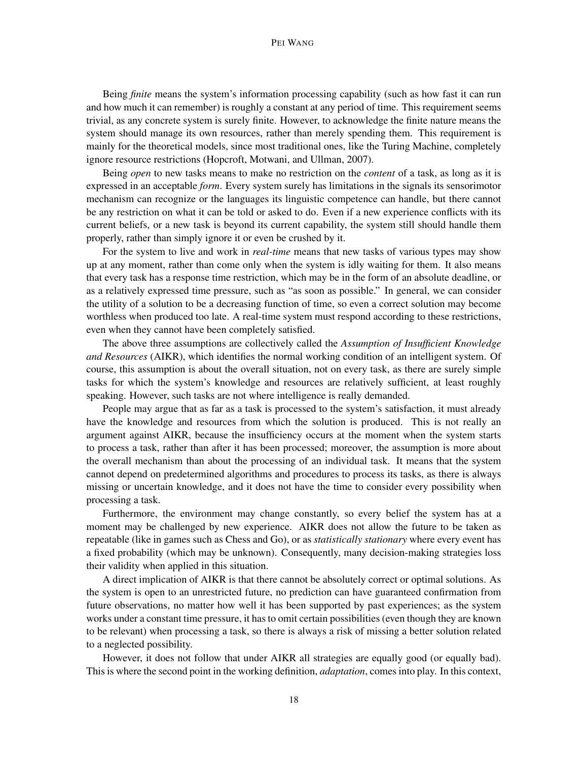Being *finite* means the system's information processing capability (such as how fast it can run and how much it can remember) is roughly a constant at any period of time. This requirement seems trivial, as any concrete system is surely finite. However, to acknowledge the finite nature means the system should manage its own resources, rather than merely spending them. This requirement is mainly for the theoretical models, since most traditional ones, like the Turing Machine, completely ignore resource restrictions (Hopcroft, Motwani, and Ullman, 2007).

Being *open* to new tasks means to make no restriction on the *content* of a task, as long as it is expressed in an acceptable *form*. Every system surely has limitations in the signals its sensorimotor mechanism can recognize or the languages its linguistic competence can handle, but there cannot be any restriction on what it can be told or asked to do. Even if a new experience conflicts with its current beliefs, or a new task is beyond its current capability, the system still should handle them properly, rather than simply ignore it or even be crushed by it.

For the system to live and work in *real-time* means that new tasks of various types may show up at any moment, rather than come only when the system is idly waiting for them. It also means that every task has a response time restriction, which may be in the form of an absolute deadline, or as a relatively expressed time pressure, such as "as soon as possible." In general, we can consider the utility of a solution to be a decreasing function of time, so even a correct solution may become worthless when produced too late. A real-time system must respond according to these restrictions, even when they cannot have been completely satisfied.

The above three assumptions are collectively called the *Assumption of Insufficient Knowledge and Resources* (AIKR), which identifies the normal working condition of an intelligent system. Of course, this assumption is about the overall situation, not on every task, as there are surely simple tasks for which the system's knowledge and resources are relatively sufficient, at least roughly speaking. However, such tasks are not where intelligence is really demanded.

People may argue that as far as a task is processed to the system's satisfaction, it must already have the knowledge and resources from which the solution is produced. This is not really an argument against AIKR, because the insufficiency occurs at the moment when the system starts to process a task, rather than after it has been processed; moreover, the assumption is more about the overall mechanism than about the processing of an individual task. It means that the system cannot depend on predetermined algorithms and procedures to process its tasks, as there is always missing or uncertain knowledge, and it does not have the time to consider every possibility when processing a task.

Furthermore, the environment may change constantly, so every belief the system has at a moment may be challenged by new experience. AIKR does not allow the future to be taken as repeatable (like in games such as Chess and Go), or as *statistically stationary* where every event has a fixed probability (which may be unknown). Consequently, many decision-making strategies loss their validity when applied in this situation.

A direct implication of AIKR is that there cannot be absolutely correct or optimal solutions. As the system is open to an unrestricted future, no prediction can have guaranteed confirmation from future observations, no matter how well it has been supported by past experiences; as the system works under a constant time pressure, it has to omit certain possibilities (even though they are known to be relevant) when processing a task, so there is always a risk of missing a better solution related to a neglected possibility.

However, it does not follow that under AIKR all strategies are equally good (or equally bad). This is where the second point in the working definition, *adaptation*, comes into play. In this context,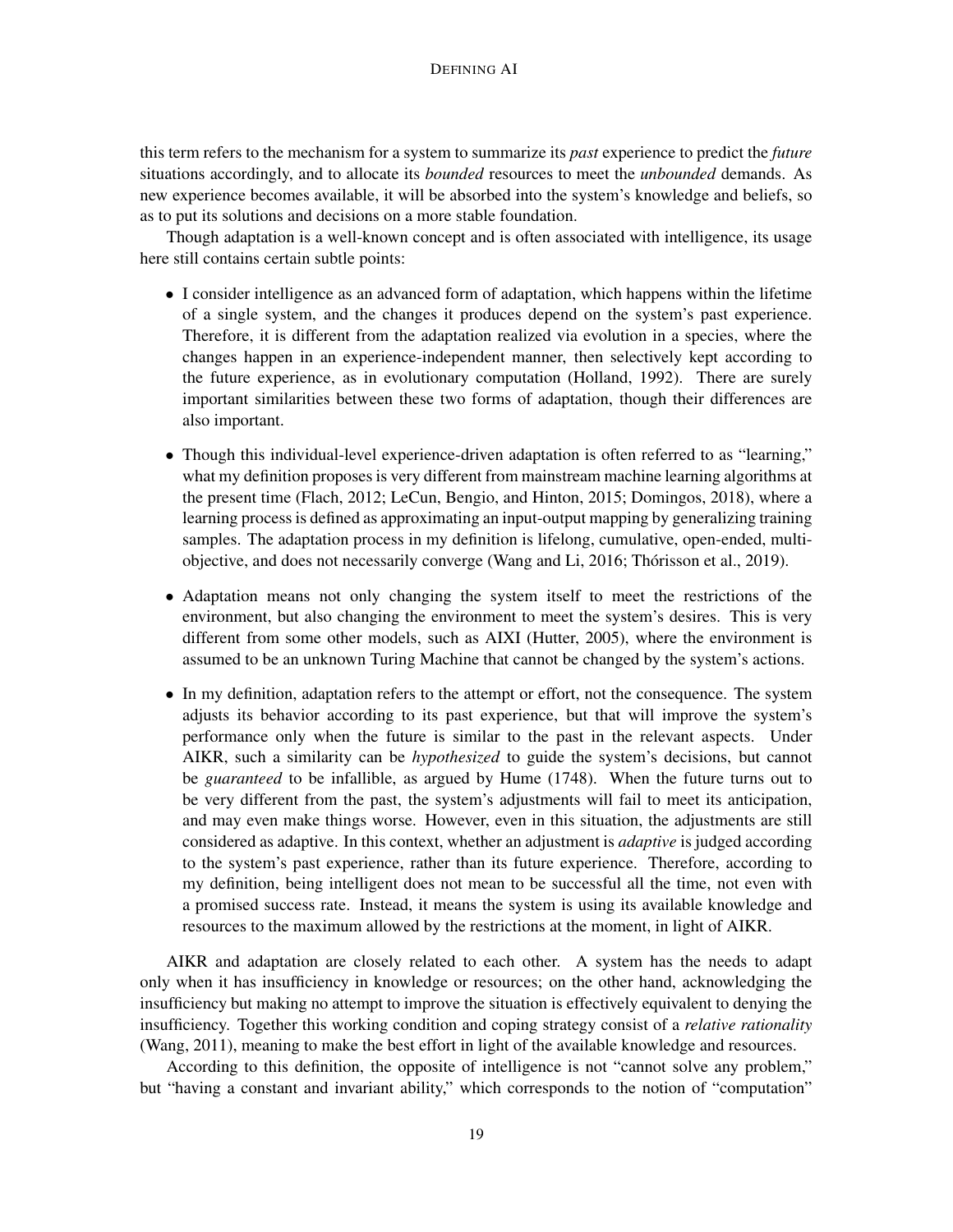this term refers to the mechanism for a system to summarize its *past* experience to predict the *future* situations accordingly, and to allocate its *bounded* resources to meet the *unbounded* demands. As new experience becomes available, it will be absorbed into the system's knowledge and beliefs, so as to put its solutions and decisions on a more stable foundation.

Though adaptation is a well-known concept and is often associated with intelligence, its usage here still contains certain subtle points:

- I consider intelligence as an advanced form of adaptation, which happens within the lifetime of a single system, and the changes it produces depend on the system's past experience. Therefore, it is different from the adaptation realized via evolution in a species, where the changes happen in an experience-independent manner, then selectively kept according to the future experience, as in evolutionary computation (Holland, 1992). There are surely important similarities between these two forms of adaptation, though their differences are also important.
- Though this individual-level experience-driven adaptation is often referred to as "learning," what my definition proposes is very different from mainstream machine learning algorithms at the present time (Flach, 2012; LeCun, Bengio, and Hinton, 2015; Domingos, 2018), where a learning process is defined as approximating an input-output mapping by generalizing training samples. The adaptation process in my definition is lifelong, cumulative, open-ended, multi-objective, and does not necessarily converge (Wang and Li, 2016; Thórisson et al., 2019).
- Adaptation means not only changing the system itself to meet the restrictions of the environment, but also changing the environment to meet the system's desires. This is very different from some other models, such as AIXI (Hutter, 2005), where the environment is assumed to be an unknown Turing Machine that cannot be changed by the system's actions.
- In my definition, adaptation refers to the attempt or effort, not the consequence. The system adjusts its behavior according to its past experience, but that will improve the system's performance only when the future is similar to the past in the relevant aspects. Under AIKR, such a similarity can be *hypothesized* to guide the system's decisions, but cannot be *guaranteed* to be infallible, as argued by Hume (1748). When the future turns out to be very different from the past, the system's adjustments will fail to meet its anticipation, and may even make things worse. However, even in this situation, the adjustments are still considered as adaptive. In this context, whether an adjustment is *adaptive* is judged according to the system's past experience, rather than its future experience. Therefore, according to my definition, being intelligent does not mean to be successful all the time, not even with a promised success rate. Instead, it means the system is using its available knowledge and resources to the maximum allowed by the restrictions at the moment, in light of AIKR.

AIKR and adaptation are closely related to each other. A system has the needs to adapt only when it has insufficiency in knowledge or resources; on the other hand, acknowledging the insufficiency but making no attempt to improve the situation is effectively equivalent to denying the insufficiency. Together this working condition and coping strategy consist of a *relative rationality* (Wang, 2011), meaning to make the best effort in light of the available knowledge and resources.

According to this definition, the opposite of intelligence is not "cannot solve any problem," but "having a constant and invariant ability," which corresponds to the notion of "computation"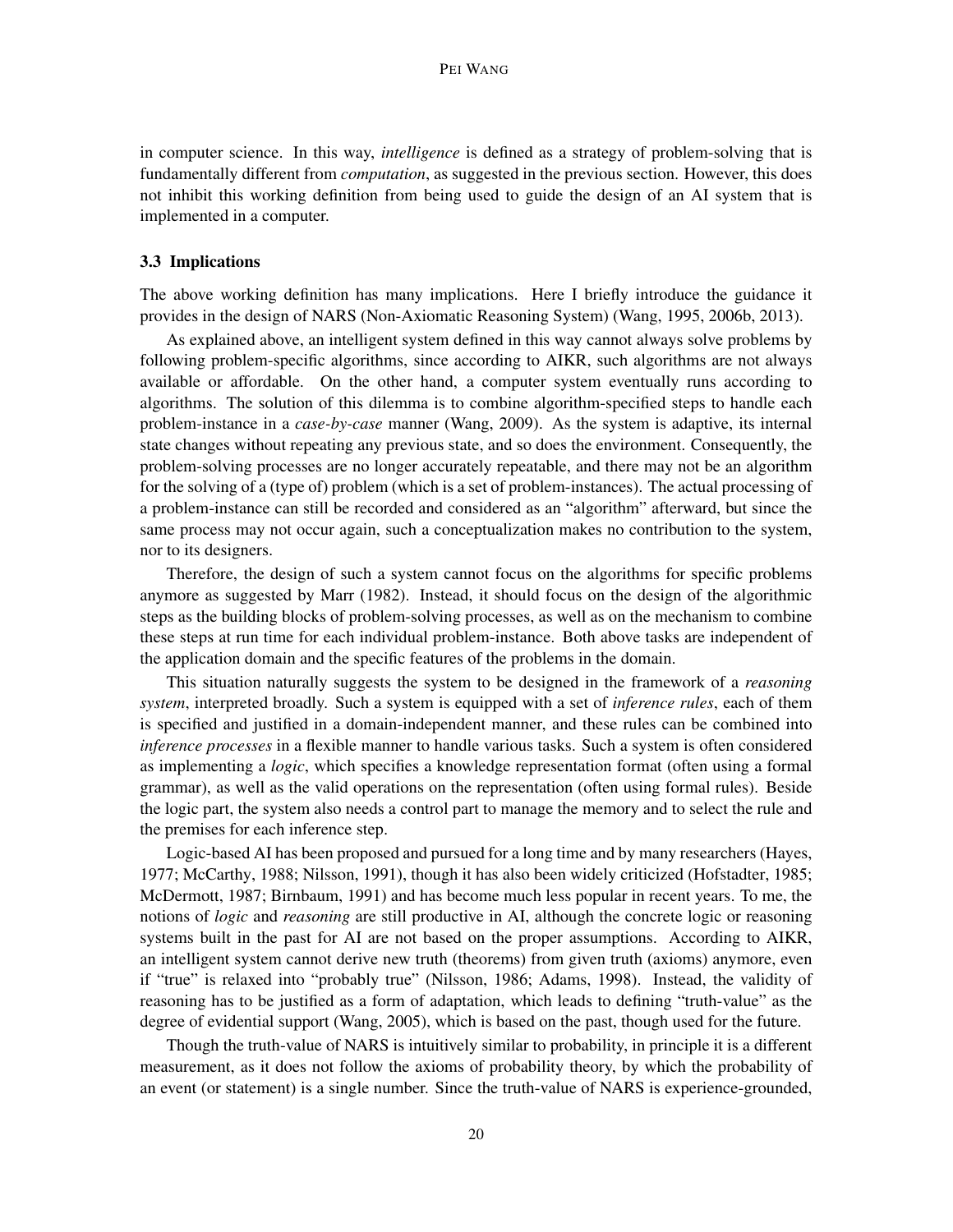in computer science. In this way, *intelligence* is defined as a strategy of problem-solving that is fundamentally different from *computation*, as suggested in the previous section. However, this does not inhibit this working definition from being used to guide the design of an AI system that is implemented in a computer.

### 3.3 Implications

The above working definition has many implications. Here I briefly introduce the guidance it provides in the design of NARS (Non-Axiomatic Reasoning System) (Wang, 1995, 2006b, 2013).

As explained above, an intelligent system defined in this way cannot always solve problems by following problem-specific algorithms, since according to AIKR, such algorithms are not always available or affordable. On the other hand, a computer system eventually runs according to algorithms. The solution of this dilemma is to combine algorithm-specified steps to handle each problem-instance in a *case-by-case* manner (Wang, 2009). As the system is adaptive, its internal state changes without repeating any previous state, and so does the environment. Consequently, the problem-solving processes are no longer accurately repeatable, and there may not be an algorithm for the solving of a (type of) problem (which is a set of problem-instances). The actual processing of a problem-instance can still be recorded and considered as an "algorithm" afterward, but since the same process may not occur again, such a conceptualization makes no contribution to the system, nor to its designers.

Therefore, the design of such a system cannot focus on the algorithms for specific problems anymore as suggested by Marr (1982). Instead, it should focus on the design of the algorithmic steps as the building blocks of problem-solving processes, as well as on the mechanism to combine these steps at run time for each individual problem-instance. Both above tasks are independent of the application domain and the specific features of the problems in the domain.

This situation naturally suggests the system to be designed in the framework of a *reasoning system*, interpreted broadly. Such a system is equipped with a set of *inference rules*, each of them is specified and justified in a domain-independent manner, and these rules can be combined into *inference processes* in a flexible manner to handle various tasks. Such a system is often considered as implementing a *logic*, which specifies a knowledge representation format (often using a formal grammar), as well as the valid operations on the representation (often using formal rules). Beside the logic part, the system also needs a control part to manage the memory and to select the rule and the premises for each inference step.

Logic-based AI has been proposed and pursued for a long time and by many researchers (Hayes, 1977; McCarthy, 1988; Nilsson, 1991), though it has also been widely criticized (Hofstadter, 1985; McDermott, 1987; Birnbaum, 1991) and has become much less popular in recent years. To me, the notions of *logic* and *reasoning* are still productive in AI, although the concrete logic or reasoning systems built in the past for AI are not based on the proper assumptions. According to AIKR, an intelligent system cannot derive new truth (theorems) from given truth (axioms) anymore, even if "true" is relaxed into "probably true" (Nilsson, 1986; Adams, 1998). Instead, the validity of reasoning has to be justified as a form of adaptation, which leads to defining "truth-value" as the degree of evidential support (Wang, 2005), which is based on the past, though used for the future.

Though the truth-value of NARS is intuitively similar to probability, in principle it is a different measurement, as it does not follow the axioms of probability theory, by which the probability of an event (or statement) is a single number. Since the truth-value of NARS is experience-grounded,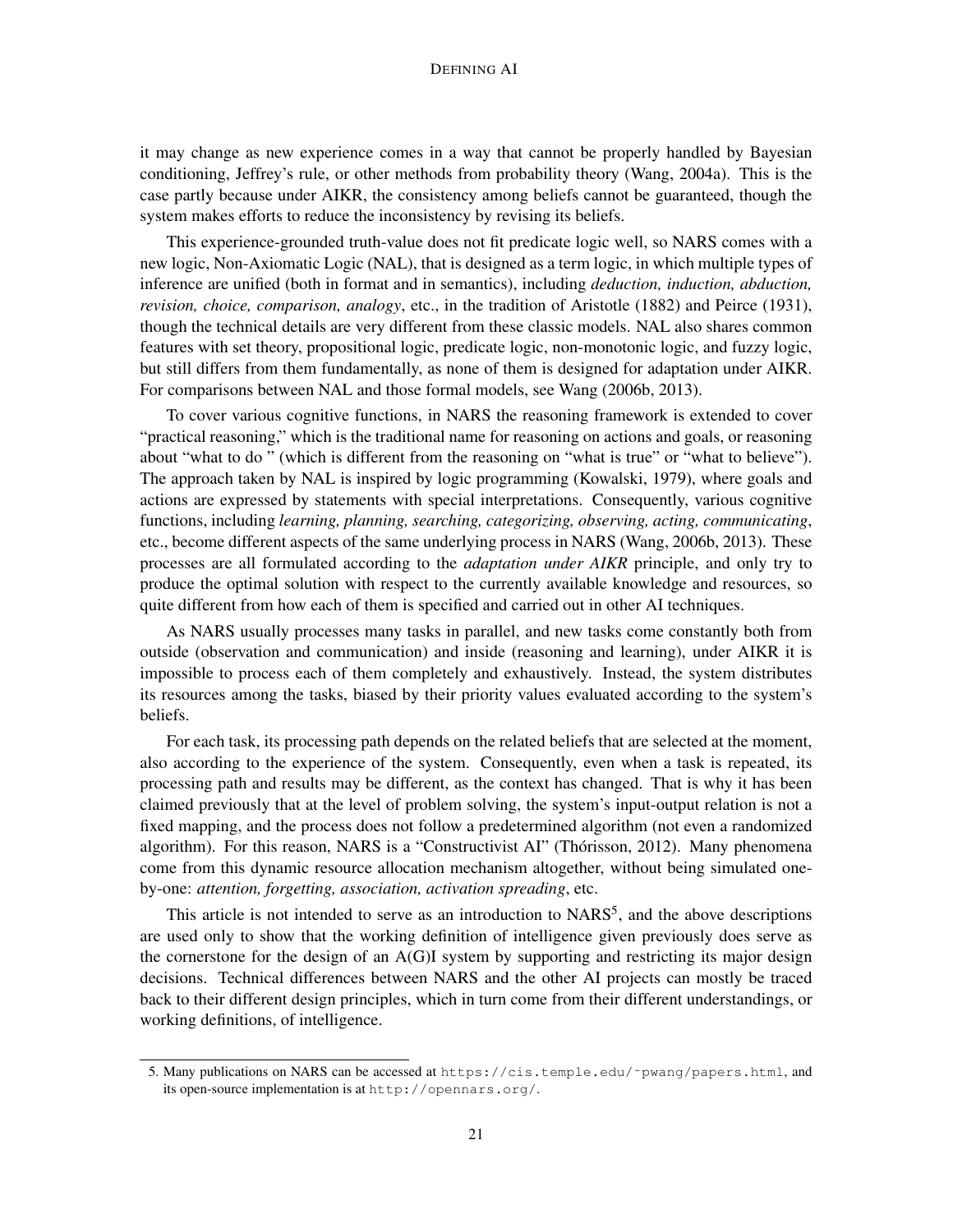it may change as new experience comes in a way that cannot be properly handled by Bayesian conditioning, Jeffrey's rule, or other methods from probability theory (Wang, 2004a). This is the case partly because under AIKR, the consistency among beliefs cannot be guaranteed, though the system makes efforts to reduce the inconsistency by revising its beliefs.

This experience-grounded truth-value does not fit predicate logic well, so NARS comes with a new logic, Non-Axiomatic Logic (NAL), that is designed as a term logic, in which multiple types of inference are unified (both in format and in semantics), including *deduction, induction, abduction, revision, choice, comparison, analogy*, etc., in the tradition of Aristotle (1882) and Peirce (1931), though the technical details are very different from these classic models. NAL also shares common features with set theory, propositional logic, predicate logic, non-monotonic logic, and fuzzy logic, but still differs from them fundamentally, as none of them is designed for adaptation under AIKR. For comparisons between NAL and those formal models, see Wang (2006b, 2013).

To cover various cognitive functions, in NARS the reasoning framework is extended to cover "practical reasoning," which is the traditional name for reasoning on actions and goals, or reasoning about "what to do " (which is different from the reasoning on "what is true" or "what to believe"). The approach taken by NAL is inspired by logic programming (Kowalski, 1979), where goals and actions are expressed by statements with special interpretations. Consequently, various cognitive functions, including *learning, planning, searching, categorizing, observing, acting, communicating*, etc., become different aspects of the same underlying process in NARS (Wang, 2006b, 2013). These processes are all formulated according to the *adaptation under AIKR* principle, and only try to produce the optimal solution with respect to the currently available knowledge and resources, so quite different from how each of them is specified and carried out in other AI techniques.

As NARS usually processes many tasks in parallel, and new tasks come constantly both from outside (observation and communication) and inside (reasoning and learning), under AIKR it is impossible to process each of them completely and exhaustively. Instead, the system distributes its resources among the tasks, biased by their priority values evaluated according to the system's beliefs.

For each task, its processing path depends on the related beliefs that are selected at the moment, also according to the experience of the system. Consequently, even when a task is repeated, its processing path and results may be different, as the context has changed. That is why it has been claimed previously that at the level of problem solving, the system's input-output relation is not a fixed mapping, and the process does not follow a predetermined algorithm (not even a randomized algorithm). For this reason, NARS is a "Constructivist AI" (Thórisson, 2012). Many phenomena come from this dynamic resource allocation mechanism altogether, without being simulated one-by-one: *attention, forgetting, association, activation spreading*, etc.

This article is not intended to serve as an introduction to NARS[5], and the above descriptions are used only to show that the working definition of intelligence given previously does serve as the cornerstone for the design of an A(G)I system by supporting and restricting its major design decisions. Technical differences between NARS and the other AI projects can mostly be traced back to their different design principles, which in turn come from their different understandings, or working definitions, of intelligence.

5. Many publications on NARS can be accessed at https://cis.temple.edu/~pwang/papers.html, and its open-source implementation is at http://opennars.org/.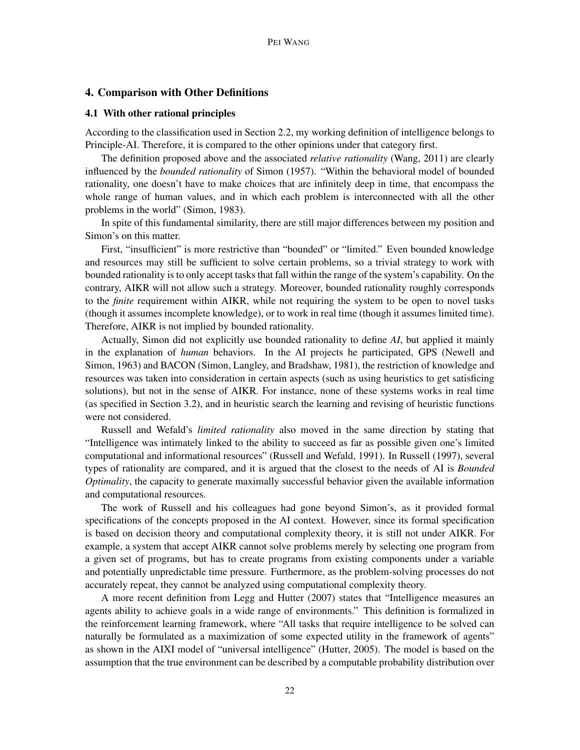## 4. Comparison with Other Definitions

### 4.1 With other rational principles

According to the classification used in Section 2.2, my working definition of intelligence belongs to Principle-AI. Therefore, it is compared to the other opinions under that category first.

The definition proposed above and the associated *relative rationality* (Wang, 2011) are clearly influenced by the *bounded rationality* of Simon (1957). "Within the behavioral model of bounded rationality, one doesn't have to make choices that are infinitely deep in time, that encompass the whole range of human values, and in which each problem is interconnected with all the other problems in the world" (Simon, 1983).

In spite of this fundamental similarity, there are still major differences between my position and Simon's on this matter.

First, "insufficient" is more restrictive than "bounded" or "limited." Even bounded knowledge and resources may still be sufficient to solve certain problems, so a trivial strategy to work with bounded rationality is to only accept tasks that fall within the range of the system's capability. On the contrary, AIKR will not allow such a strategy. Moreover, bounded rationality roughly corresponds to the *finite* requirement within AIKR, while not requiring the system to be open to novel tasks (though it assumes incomplete knowledge), or to work in real time (though it assumes limited time). Therefore, AIKR is not implied by bounded rationality.

Actually, Simon did not explicitly use bounded rationality to define *AI*, but applied it mainly in the explanation of *human* behaviors. In the AI projects he participated, GPS (Newell and Simon, 1963) and BACON (Simon, Langley, and Bradshaw, 1981), the restriction of knowledge and resources was taken into consideration in certain aspects (such as using heuristics to get satisficing solutions), but not in the sense of AIKR. For instance, none of these systems works in real time (as specified in Section 3.2), and in heuristic search the learning and revising of heuristic functions were not considered.

Russell and Wefald's *limited rationality* also moved in the same direction by stating that "Intelligence was intimately linked to the ability to succeed as far as possible given one's limited computational and informational resources" (Russell and Wefald, 1991). In Russell (1997), several types of rationality are compared, and it is argued that the closest to the needs of AI is *Bounded Optimality*, the capacity to generate maximally successful behavior given the available information and computational resources.

The work of Russell and his colleagues had gone beyond Simon's, as it provided formal specifications of the concepts proposed in the AI context. However, since its formal specification is based on decision theory and computational complexity theory, it is still not under AIKR. For example, a system that accept AIKR cannot solve problems merely by selecting one program from a given set of programs, but has to create programs from existing components under a variable and potentially unpredictable time pressure. Furthermore, as the problem-solving processes do not accurately repeat, they cannot be analyzed using computational complexity theory.

A more recent definition from Legg and Hutter (2007) states that "Intelligence measures an agents ability to achieve goals in a wide range of environments." This definition is formalized in the reinforcement learning framework, where "All tasks that require intelligence to be solved can naturally be formulated as a maximization of some expected utility in the framework of agents" as shown in the AIXI model of "universal intelligence" (Hutter, 2005). The model is based on the assumption that the true environment can be described by a computable probability distribution over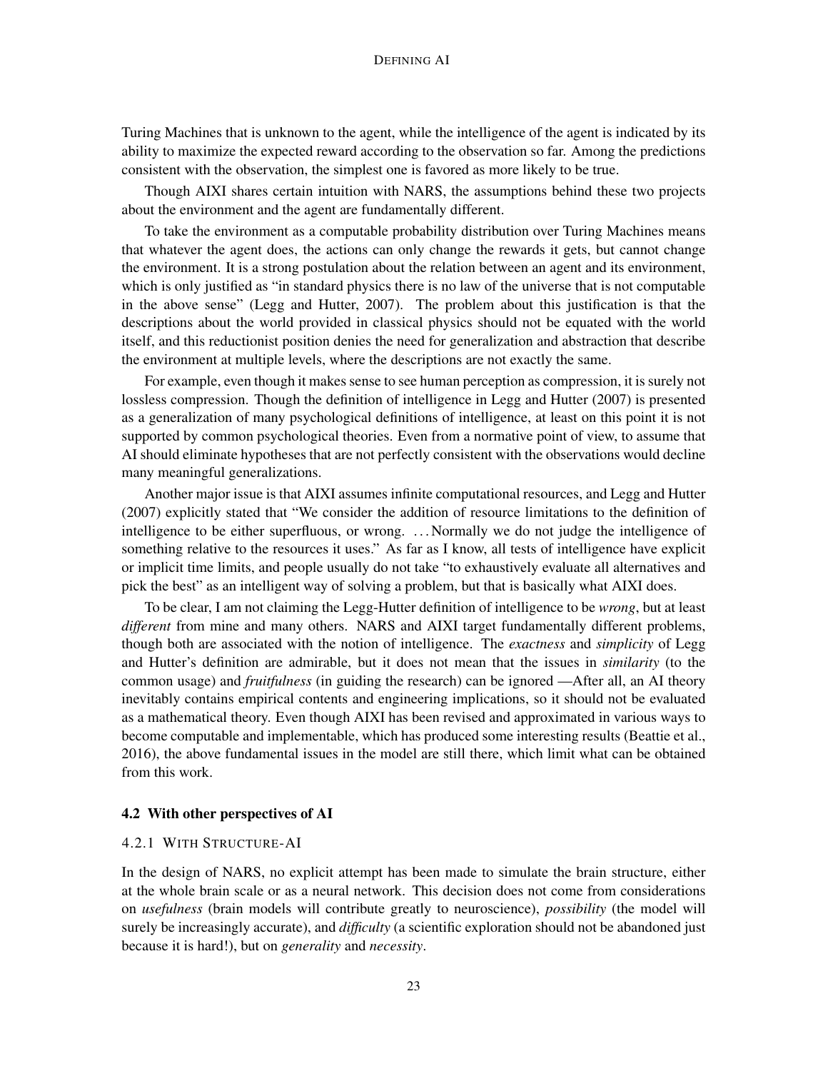Turing Machines that is unknown to the agent, while the intelligence of the agent is indicated by its ability to maximize the expected reward according to the observation so far. Among the predictions consistent with the observation, the simplest one is favored as more likely to be true.

Though AIXI shares certain intuition with NARS, the assumptions behind these two projects about the environment and the agent are fundamentally different.

To take the environment as a computable probability distribution over Turing Machines means that whatever the agent does, the actions can only change the rewards it gets, but cannot change the environment. It is a strong postulation about the relation between an agent and its environment, which is only justified as "in standard physics there is no law of the universe that is not computable in the above sense" (Legg and Hutter, 2007). The problem about this justification is that the descriptions about the world provided in classical physics should not be equated with the world itself, and this reductionist position denies the need for generalization and abstraction that describe the environment at multiple levels, where the descriptions are not exactly the same.

For example, even though it makes sense to see human perception as compression, it is surely not lossless compression. Though the definition of intelligence in Legg and Hutter (2007) is presented as a generalization of many psychological definitions of intelligence, at least on this point it is not supported by common psychological theories. Even from a normative point of view, to assume that AI should eliminate hypotheses that are not perfectly consistent with the observations would decline many meaningful generalizations.

Another major issue is that AIXI assumes infinite computational resources, and Legg and Hutter (2007) explicitly stated that "We consider the addition of resource limitations to the definition of intelligence to be either superfluous, or wrong. . . . Normally we do not judge the intelligence of something relative to the resources it uses." As far as I know, all tests of intelligence have explicit or implicit time limits, and people usually do not take "to exhaustively evaluate all alternatives and pick the best" as an intelligent way of solving a problem, but that is basically what AIXI does.

To be clear, I am not claiming the Legg-Hutter definition of intelligence to be *wrong*, but at least *different* from mine and many others. NARS and AIXI target fundamentally different problems, though both are associated with the notion of intelligence. The *exactness* and *simplicity* of Legg and Hutter's definition are admirable, but it does not mean that the issues in *similarity* (to the common usage) and *fruitfulness* (in guiding the research) can be ignored —After all, an AI theory inevitably contains empirical contents and engineering implications, so it should not be evaluated as a mathematical theory. Even though AIXI has been revised and approximated in various ways to become computable and implementable, which has produced some interesting results (Beattie et al., 2016), the above fundamental issues in the model are still there, which limit what can be obtained from this work.

### 4.2 With other perspectives of AI

#### 4.2.1 With Structure-AI

In the design of NARS, no explicit attempt has been made to simulate the brain structure, either at the whole brain scale or as a neural network. This decision does not come from considerations on *usefulness* (brain models will contribute greatly to neuroscience), *possibility* (the model will surely be increasingly accurate), and *difficulty* (a scientific exploration should not be abandoned just because it is hard!), but on *generality* and *necessity*.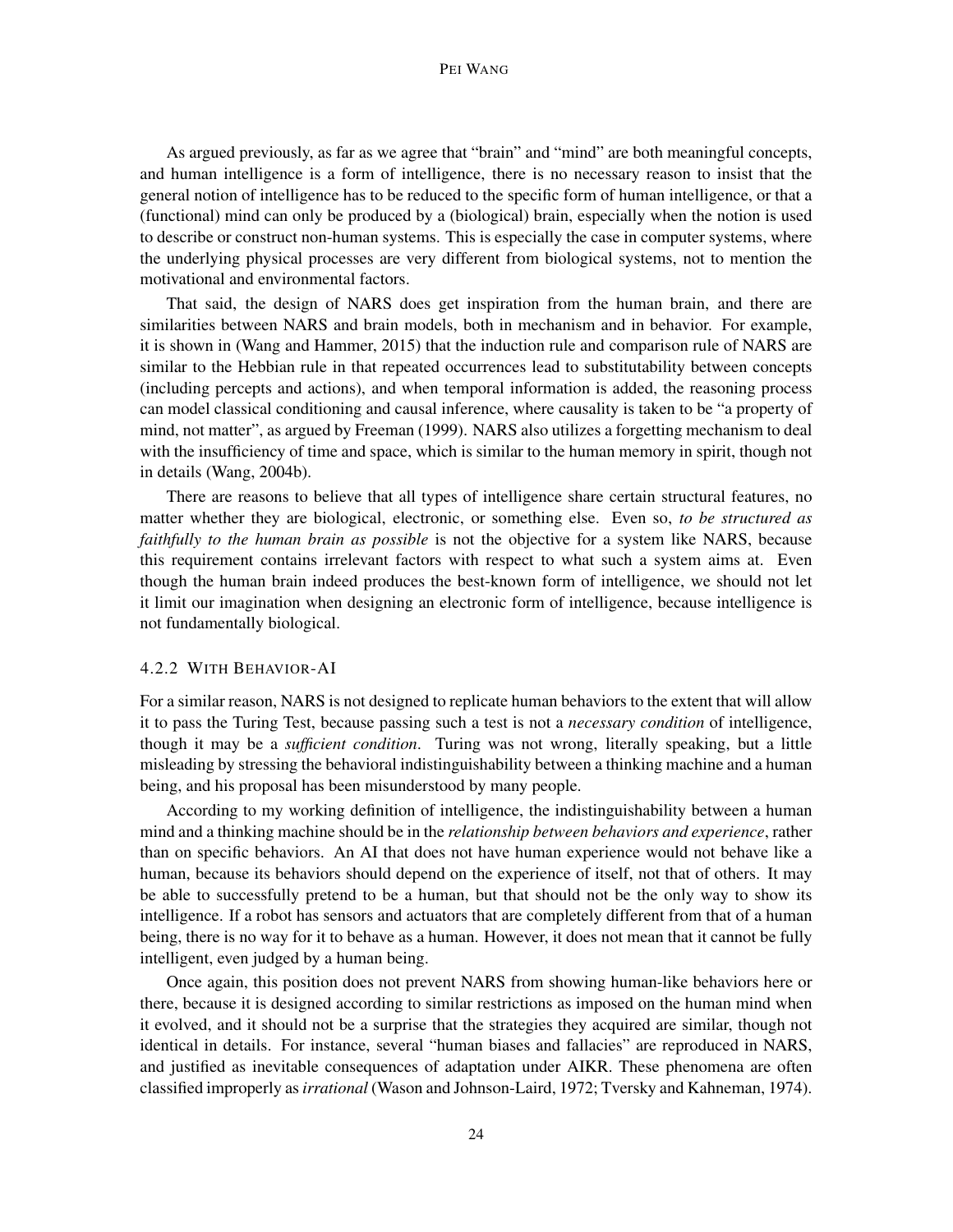As argued previously, as far as we agree that "brain" and "mind" are both meaningful concepts, and human intelligence is a form of intelligence, there is no necessary reason to insist that the general notion of intelligence has to be reduced to the specific form of human intelligence, or that a (functional) mind can only be produced by a (biological) brain, especially when the notion is used to describe or construct non-human systems. This is especially the case in computer systems, where the underlying physical processes are very different from biological systems, not to mention the motivational and environmental factors.

That said, the design of NARS does get inspiration from the human brain, and there are similarities between NARS and brain models, both in mechanism and in behavior. For example, it is shown in (Wang and Hammer, 2015) that the induction rule and comparison rule of NARS are similar to the Hebbian rule in that repeated occurrences lead to substitutability between concepts (including percepts and actions), and when temporal information is added, the reasoning process can model classical conditioning and causal inference, where causality is taken to be "a property of mind, not matter", as argued by Freeman (1999). NARS also utilizes a forgetting mechanism to deal with the insufficiency of time and space, which is similar to the human memory in spirit, though not in details (Wang, 2004b).

There are reasons to believe that all types of intelligence share certain structural features, no matter whether they are biological, electronic, or something else. Even so, *to be structured as faithfully to the human brain as possible* is not the objective for a system like NARS, because this requirement contains irrelevant factors with respect to what such a system aims at. Even though the human brain indeed produces the best-known form of intelligence, we should not let it limit our imagination when designing an electronic form of intelligence, because intelligence is not fundamentally biological.

#### 4.2.2 With Behavior-AI

For a similar reason, NARS is not designed to replicate human behaviors to the extent that will allow it to pass the Turing Test, because passing such a test is not a *necessary condition* of intelligence, though it may be a *sufficient condition*. Turing was not wrong, literally speaking, but a little misleading by stressing the behavioral indistinguishability between a thinking machine and a human being, and his proposal has been misunderstood by many people.

According to my working definition of intelligence, the indistinguishability between a human mind and a thinking machine should be in the *relationship between behaviors and experience*, rather than on specific behaviors. An AI that does not have human experience would not behave like a human, because its behaviors should depend on the experience of itself, not that of others. It may be able to successfully pretend to be a human, but that should not be the only way to show its intelligence. If a robot has sensors and actuators that are completely different from that of a human being, there is no way for it to behave as a human. However, it does not mean that it cannot be fully intelligent, even judged by a human being.

Once again, this position does not prevent NARS from showing human-like behaviors here or there, because it is designed according to similar restrictions as imposed on the human mind when it evolved, and it should not be a surprise that the strategies they acquired are similar, though not identical in details. For instance, several "human biases and fallacies" are reproduced in NARS, and justified as inevitable consequences of adaptation under AIKR. These phenomena are often classified improperly as *irrational* (Wason and Johnson-Laird, 1972; Tversky and Kahneman, 1974).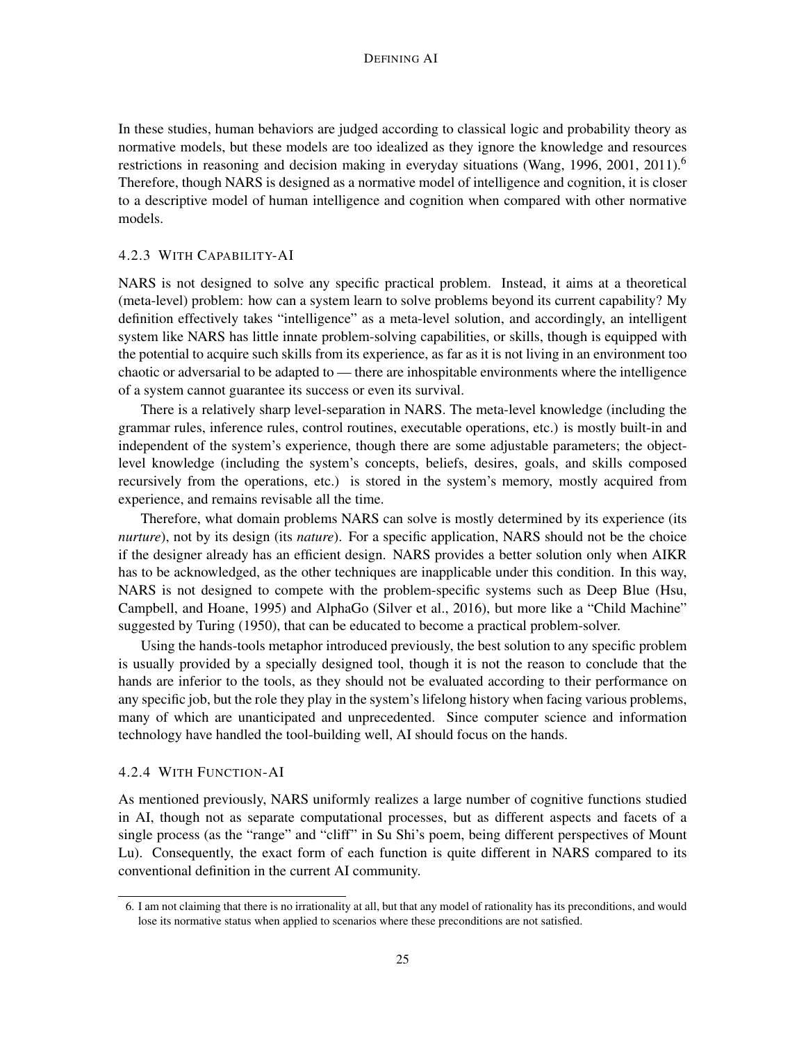In these studies, human behaviors are judged according to classical logic and probability theory as normative models, but these models are too idealized as they ignore the knowledge and resources restrictions in reasoning and decision making in everyday situations (Wang, 1996, 2001, 2011).[6] Therefore, though NARS is designed as a normative model of intelligence and cognition, it is closer to a descriptive model of human intelligence and cognition when compared with other normative models.

#### 4.2.3 With Capability-AI

NARS is not designed to solve any specific practical problem. Instead, it aims at a theoretical (meta-level) problem: how can a system learn to solve problems beyond its current capability? My definition effectively takes "intelligence" as a meta-level solution, and accordingly, an intelligent system like NARS has little innate problem-solving capabilities, or skills, though is equipped with the potential to acquire such skills from its experience, as far as it is not living in an environment too chaotic or adversarial to be adapted to — there are inhospitable environments where the intelligence of a system cannot guarantee its success or even its survival.

There is a relatively sharp level-separation in NARS. The meta-level knowledge (including the grammar rules, inference rules, control routines, executable operations, etc.) is mostly built-in and independent of the system's experience, though there are some adjustable parameters; the object-level knowledge (including the system's concepts, beliefs, desires, goals, and skills composed recursively from the operations, etc.) is stored in the system's memory, mostly acquired from experience, and remains revisable all the time.

Therefore, what domain problems NARS can solve is mostly determined by its experience (its *nurture*), not by its design (its *nature*). For a specific application, NARS should not be the choice if the designer already has an efficient design. NARS provides a better solution only when AIKR has to be acknowledged, as the other techniques are inapplicable under this condition. In this way, NARS is not designed to compete with the problem-specific systems such as Deep Blue (Hsu, Campbell, and Hoane, 1995) and AlphaGo (Silver et al., 2016), but more like a "Child Machine" suggested by Turing (1950), that can be educated to become a practical problem-solver.

Using the hands-tools metaphor introduced previously, the best solution to any specific problem is usually provided by a specially designed tool, though it is not the reason to conclude that the hands are inferior to the tools, as they should not be evaluated according to their performance on any specific job, but the role they play in the system's lifelong history when facing various problems, many of which are unanticipated and unprecedented. Since computer science and information technology have handled the tool-building well, AI should focus on the hands.

#### 4.2.4 With Function-AI

As mentioned previously, NARS uniformly realizes a large number of cognitive functions studied in AI, though not as separate computational processes, but as different aspects and facets of a single process (as the "range" and "cliff" in Su Shi's poem, being different perspectives of Mount Lu). Consequently, the exact form of each function is quite different in NARS compared to its conventional definition in the current AI community.

---

6. I am not claiming that there is no irrationality at all, but that any model of rationality has its preconditions, and would lose its normative status when applied to scenarios where these preconditions are not satisfied.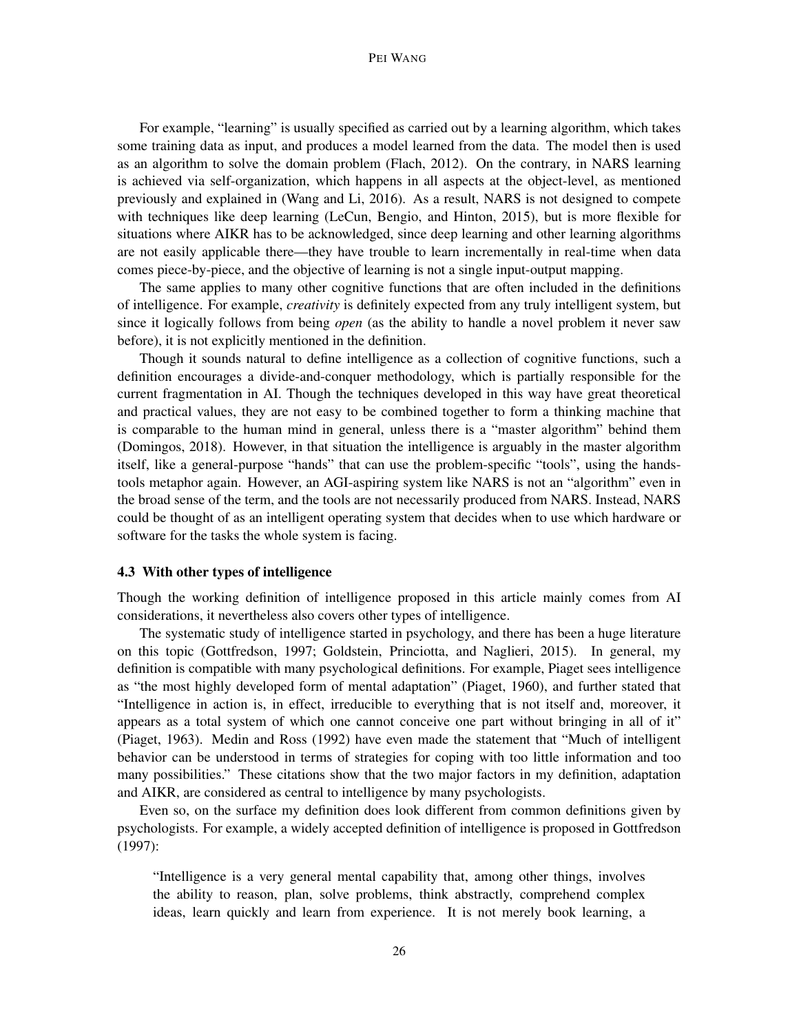For example, "learning" is usually specified as carried out by a learning algorithm, which takes some training data as input, and produces a model learned from the data. The model then is used as an algorithm to solve the domain problem (Flach, 2012). On the contrary, in NARS learning is achieved via self-organization, which happens in all aspects at the object-level, as mentioned previously and explained in (Wang and Li, 2016). As a result, NARS is not designed to compete with techniques like deep learning (LeCun, Bengio, and Hinton, 2015), but is more flexible for situations where AIKR has to be acknowledged, since deep learning and other learning algorithms are not easily applicable there—they have trouble to learn incrementally in real-time when data comes piece-by-piece, and the objective of learning is not a single input-output mapping.

The same applies to many other cognitive functions that are often included in the definitions of intelligence. For example, *creativity* is definitely expected from any truly intelligent system, but since it logically follows from being *open* (as the ability to handle a novel problem it never saw before), it is not explicitly mentioned in the definition.

Though it sounds natural to define intelligence as a collection of cognitive functions, such a definition encourages a divide-and-conquer methodology, which is partially responsible for the current fragmentation in AI. Though the techniques developed in this way have great theoretical and practical values, they are not easy to be combined together to form a thinking machine that is comparable to the human mind in general, unless there is a "master algorithm" behind them (Domingos, 2018). However, in that situation the intelligence is arguably in the master algorithm itself, like a general-purpose "hands" that can use the problem-specific "tools", using the hands-tools metaphor again. However, an AGI-aspiring system like NARS is not an "algorithm" even in the broad sense of the term, and the tools are not necessarily produced from NARS. Instead, NARS could be thought of as an intelligent operating system that decides when to use which hardware or software for the tasks the whole system is facing.

### 4.3 With other types of intelligence

Though the working definition of intelligence proposed in this article mainly comes from AI considerations, it nevertheless also covers other types of intelligence.

The systematic study of intelligence started in psychology, and there has been a huge literature on this topic (Gottfredson, 1997; Goldstein, Princiotta, and Naglieri, 2015). In general, my definition is compatible with many psychological definitions. For example, Piaget sees intelligence as "the most highly developed form of mental adaptation" (Piaget, 1960), and further stated that "Intelligence in action is, in effect, irreducible to everything that is not itself and, moreover, it appears as a total system of which one cannot conceive one part without bringing in all of it" (Piaget, 1963). Medin and Ross (1992) have even made the statement that "Much of intelligent behavior can be understood in terms of strategies for coping with too little information and too many possibilities." These citations show that the two major factors in my definition, adaptation and AIKR, are considered as central to intelligence by many psychologists.

Even so, on the surface my definition does look different from common definitions given by psychologists. For example, a widely accepted definition of intelligence is proposed in Gottfredson (1997):

> "Intelligence is a very general mental capability that, among other things, involves the ability to reason, plan, solve problems, think abstractly, comprehend complex ideas, learn quickly and learn from experience. It is not merely book learning, a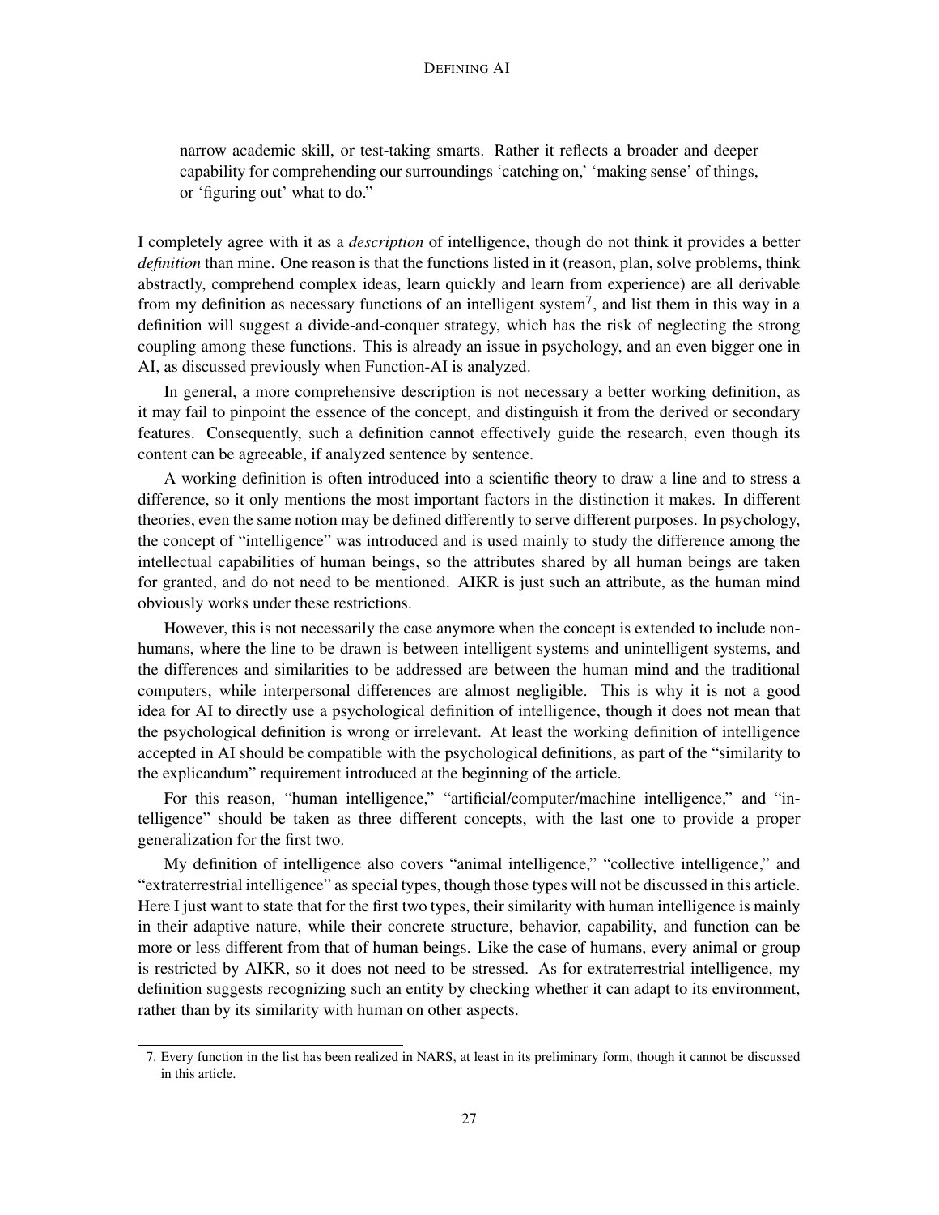narrow academic skill, or test-taking smarts. Rather it reflects a broader and deeper capability for comprehending our surroundings 'catching on,' 'making sense' of things, or 'figuring out' what to do."

I completely agree with it as a *description* of intelligence, though do not think it provides a better *definition* than mine. One reason is that the functions listed in it (reason, plan, solve problems, think abstractly, comprehend complex ideas, learn quickly and learn from experience) are all derivable from my definition as necessary functions of an intelligent system[7], and list them in this way in a definition will suggest a divide-and-conquer strategy, which has the risk of neglecting the strong coupling among these functions. This is already an issue in psychology, and an even bigger one in AI, as discussed previously when Function-AI is analyzed.

In general, a more comprehensive description is not necessary a better working definition, as it may fail to pinpoint the essence of the concept, and distinguish it from the derived or secondary features. Consequently, such a definition cannot effectively guide the research, even though its content can be agreeable, if analyzed sentence by sentence.

A working definition is often introduced into a scientific theory to draw a line and to stress a difference, so it only mentions the most important factors in the distinction it makes. In different theories, even the same notion may be defined differently to serve different purposes. In psychology, the concept of "intelligence" was introduced and is used mainly to study the difference among the intellectual capabilities of human beings, so the attributes shared by all human beings are taken for granted, and do not need to be mentioned. AIKR is just such an attribute, as the human mind obviously works under these restrictions.

However, this is not necessarily the case anymore when the concept is extended to include non-humans, where the line to be drawn is between intelligent systems and unintelligent systems, and the differences and similarities to be addressed are between the human mind and the traditional computers, while interpersonal differences are almost negligible. This is why it is not a good idea for AI to directly use a psychological definition of intelligence, though it does not mean that the psychological definition is wrong or irrelevant. At least the working definition of intelligence accepted in AI should be compatible with the psychological definitions, as part of the "similarity to the explicandum" requirement introduced at the beginning of the article.

For this reason, "human intelligence," "artificial/computer/machine intelligence," and "intelligence" should be taken as three different concepts, with the last one to provide a proper generalization for the first two.

My definition of intelligence also covers "animal intelligence," "collective intelligence," and "extraterrestrial intelligence" as special types, though those types will not be discussed in this article. Here I just want to state that for the first two types, their similarity with human intelligence is mainly in their adaptive nature, while their concrete structure, behavior, capability, and function can be more or less different from that of human beings. Like the case of humans, every animal or group is restricted by AIKR, so it does not need to be stressed. As for extraterrestrial intelligence, my definition suggests recognizing such an entity by checking whether it can adapt to its environment, rather than by its similarity with human on other aspects.

7. Every function in the list has been realized in NARS, at least in its preliminary form, though it cannot be discussed in this article.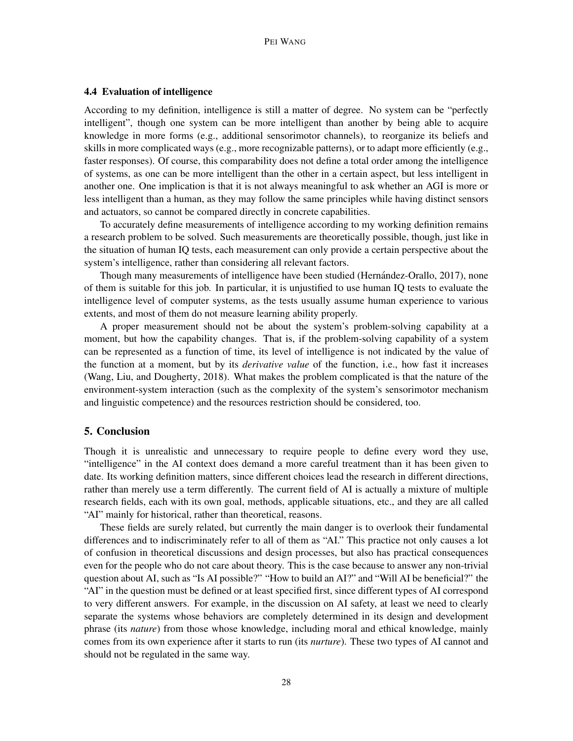### 4.4 Evaluation of intelligence

According to my definition, intelligence is still a matter of degree. No system can be "perfectly intelligent", though one system can be more intelligent than another by being able to acquire knowledge in more forms (e.g., additional sensorimotor channels), to reorganize its beliefs and skills in more complicated ways (e.g., more recognizable patterns), or to adapt more efficiently (e.g., faster responses). Of course, this comparability does not define a total order among the intelligence of systems, as one can be more intelligent than the other in a certain aspect, but less intelligent in another one. One implication is that it is not always meaningful to ask whether an AGI is more or less intelligent than a human, as they may follow the same principles while having distinct sensors and actuators, so cannot be compared directly in concrete capabilities.

To accurately define measurements of intelligence according to my working definition remains a research problem to be solved. Such measurements are theoretically possible, though, just like in the situation of human IQ tests, each measurement can only provide a certain perspective about the system's intelligence, rather than considering all relevant factors.

Though many measurements of intelligence have been studied (Hernández-Orallo, 2017), none of them is suitable for this job. In particular, it is unjustified to use human IQ tests to evaluate the intelligence level of computer systems, as the tests usually assume human experience to various extents, and most of them do not measure learning ability properly.

A proper measurement should not be about the system's problem-solving capability at a moment, but how the capability changes. That is, if the problem-solving capability of a system can be represented as a function of time, its level of intelligence is not indicated by the value of the function at a moment, but by its *derivative value* of the function, i.e., how fast it increases (Wang, Liu, and Dougherty, 2018). What makes the problem complicated is that the nature of the environment-system interaction (such as the complexity of the system's sensorimotor mechanism and linguistic competence) and the resources restriction should be considered, too.

## 5. Conclusion

Though it is unrealistic and unnecessary to require people to define every word they use, "intelligence" in the AI context does demand a more careful treatment than it has been given to date. Its working definition matters, since different choices lead the research in different directions, rather than merely use a term differently. The current field of AI is actually a mixture of multiple research fields, each with its own goal, methods, applicable situations, etc., and they are all called "AI" mainly for historical, rather than theoretical, reasons.

These fields are surely related, but currently the main danger is to overlook their fundamental differences and to indiscriminately refer to all of them as "AI." This practice not only causes a lot of confusion in theoretical discussions and design processes, but also has practical consequences even for the people who do not care about theory. This is the case because to answer any non-trivial question about AI, such as "Is AI possible?" "How to build an AI?" and "Will AI be beneficial?" the "AI" in the question must be defined or at least specified first, since different types of AI correspond to very different answers. For example, in the discussion on AI safety, at least we need to clearly separate the systems whose behaviors are completely determined in its design and development phrase (its *nature*) from those whose knowledge, including moral and ethical knowledge, mainly comes from its own experience after it starts to run (its *nurture*). These two types of AI cannot and should not be regulated in the same way.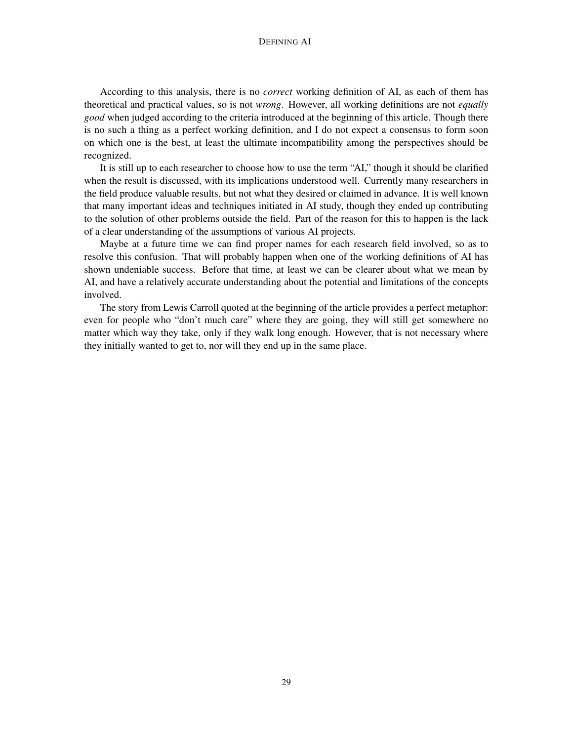According to this analysis, there is no *correct* working definition of AI, as each of them has theoretical and practical values, so is not *wrong*. However, all working definitions are not *equally good* when judged according to the criteria introduced at the beginning of this article. Though there is no such a thing as a perfect working definition, and I do not expect a consensus to form soon on which one is the best, at least the ultimate incompatibility among the perspectives should be recognized.

It is still up to each researcher to choose how to use the term "AI," though it should be clarified when the result is discussed, with its implications understood well. Currently many researchers in the field produce valuable results, but not what they desired or claimed in advance. It is well known that many important ideas and techniques initiated in AI study, though they ended up contributing to the solution of other problems outside the field. Part of the reason for this to happen is the lack of a clear understanding of the assumptions of various AI projects.

Maybe at a future time we can find proper names for each research field involved, so as to resolve this confusion. That will probably happen when one of the working definitions of AI has shown undeniable success. Before that time, at least we can be clearer about what we mean by AI, and have a relatively accurate understanding about the potential and limitations of the concepts involved.

The story from Lewis Carroll quoted at the beginning of the article provides a perfect metaphor: even for people who "don't much care" where they are going, they will still get somewhere no matter which way they take, only if they walk long enough. However, that is not necessary where they initially wanted to get to, nor will they end up in the same place.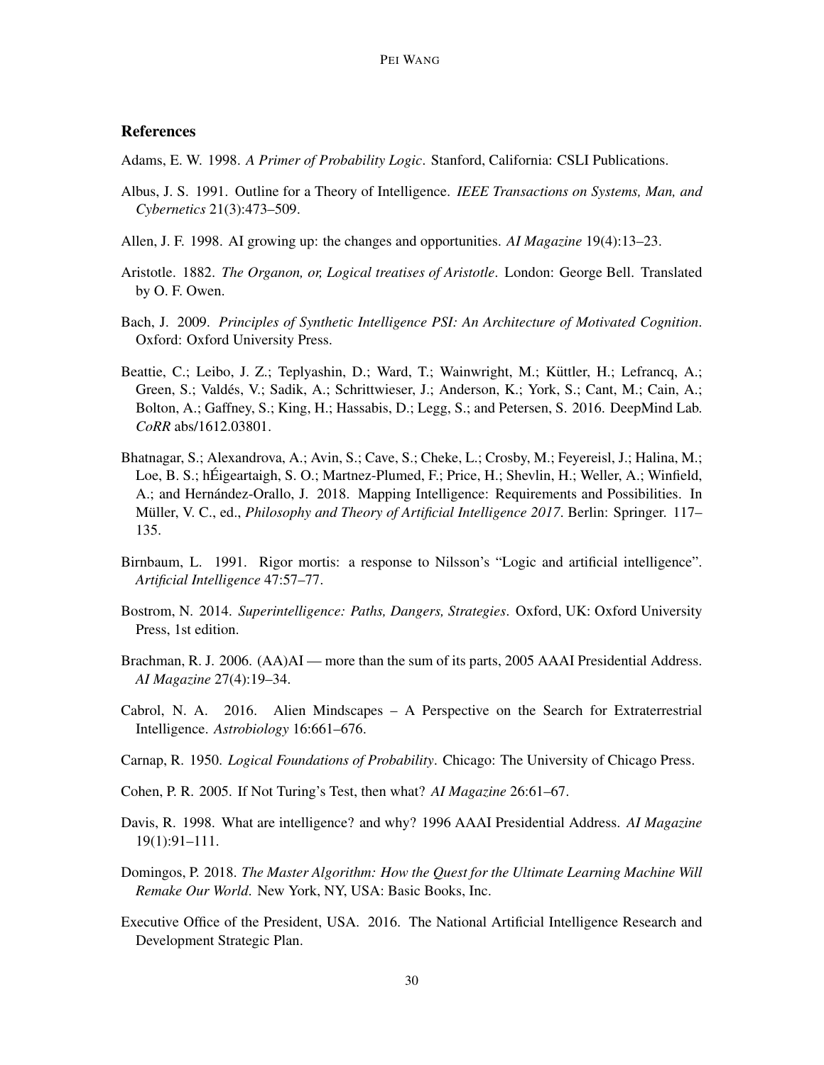## References

Adams, E. W. 1998. *A Primer of Probability Logic*. Stanford, California: CSLI Publications.

Albus, J. S. 1991. Outline for a Theory of Intelligence. *IEEE Transactions on Systems, Man, and Cybernetics* 21(3):473–509.

Allen, J. F. 1998. AI growing up: the changes and opportunities. *AI Magazine* 19(4):13–23.

Aristotle. 1882. *The Organon, or, Logical treatises of Aristotle*. London: George Bell. Translated by O. F. Owen.

Bach, J. 2009. *Principles of Synthetic Intelligence PSI: An Architecture of Motivated Cognition*. Oxford: Oxford University Press.

Beattie, C.; Leibo, J. Z.; Teplyashin, D.; Ward, T.; Wainwright, M.; Küttler, H.; Lefrancq, A.; Green, S.; Valdés, V.; Sadik, A.; Schrittwieser, J.; Anderson, K.; York, S.; Cant, M.; Cain, A.; Bolton, A.; Gaffney, S.; King, H.; Hassabis, D.; Legg, S.; and Petersen, S. 2016. DeepMind Lab. *CoRR* abs/1612.03801.

Bhatnagar, S.; Alexandrova, A.; Avin, S.; Cave, S.; Cheke, L.; Crosby, M.; Feyereisl, J.; Halina, M.; Loe, B. S.; hÉigeartaigh, S. O.; Martnez-Plumed, F.; Price, H.; Shevlin, H.; Weller, A.; Winfield, A.; and Hernández-Orallo, J. 2018. Mapping Intelligence: Requirements and Possibilities. In Müller, V. C., ed., *Philosophy and Theory of Artificial Intelligence 2017*. Berlin: Springer. 117–135.

Birnbaum, L. 1991. Rigor mortis: a response to Nilsson's "Logic and artificial intelligence". *Artificial Intelligence* 47:57–77.

Bostrom, N. 2014. *Superintelligence: Paths, Dangers, Strategies*. Oxford, UK: Oxford University Press, 1st edition.

Brachman, R. J. 2006. (AA)AI — more than the sum of its parts, 2005 AAAI Presidential Address. *AI Magazine* 27(4):19–34.

Cabrol, N. A. 2016. Alien Mindscapes – A Perspective on the Search for Extraterrestrial Intelligence. *Astrobiology* 16:661–676.

Carnap, R. 1950. *Logical Foundations of Probability*. Chicago: The University of Chicago Press.

Cohen, P. R. 2005. If Not Turing's Test, then what? *AI Magazine* 26:61–67.

Davis, R. 1998. What are intelligence? and why? 1996 AAAI Presidential Address. *AI Magazine* 19(1):91–111.

Domingos, P. 2018. *The Master Algorithm: How the Quest for the Ultimate Learning Machine Will Remake Our World*. New York, NY, USA: Basic Books, Inc.

Executive Office of the President, USA. 2016. The National Artificial Intelligence Research and Development Strategic Plan.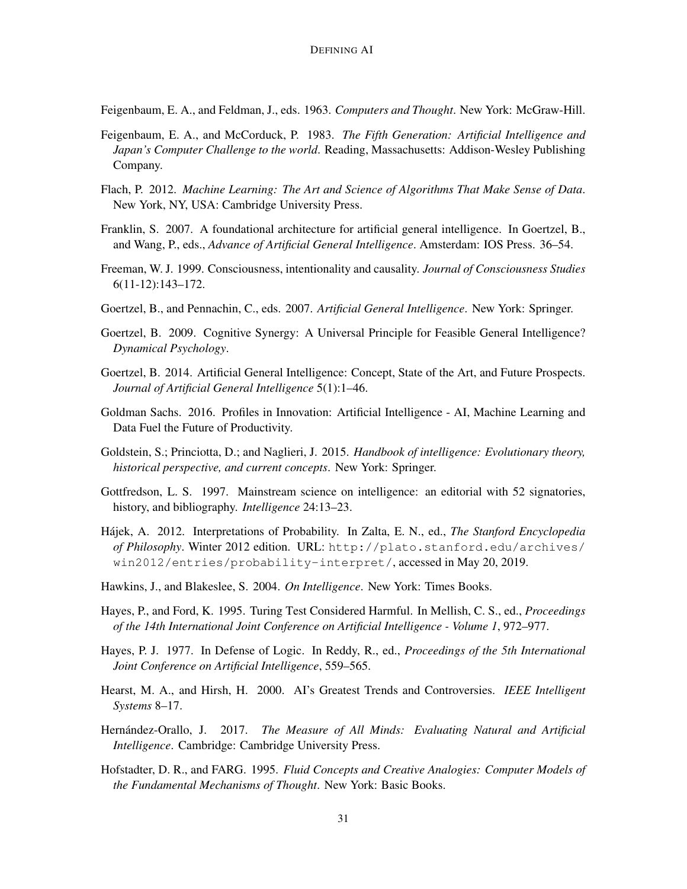Feigenbaum, E. A., and Feldman, J., eds. 1963. *Computers and Thought*. New York: McGraw-Hill.

Feigenbaum, E. A., and McCorduck, P. 1983. *The Fifth Generation: Artificial Intelligence and Japan's Computer Challenge to the world*. Reading, Massachusetts: Addison-Wesley Publishing Company.

Flach, P. 2012. *Machine Learning: The Art and Science of Algorithms That Make Sense of Data*. New York, NY, USA: Cambridge University Press.

Franklin, S. 2007. A foundational architecture for artificial general intelligence. In Goertzel, B., and Wang, P., eds., *Advance of Artificial General Intelligence*. Amsterdam: IOS Press. 36–54.

Freeman, W. J. 1999. Consciousness, intentionality and causality. *Journal of Consciousness Studies* 6(11-12):143–172.

Goertzel, B., and Pennachin, C., eds. 2007. *Artificial General Intelligence*. New York: Springer.

Goertzel, B. 2009. Cognitive Synergy: A Universal Principle for Feasible General Intelligence? *Dynamical Psychology*.

Goertzel, B. 2014. Artificial General Intelligence: Concept, State of the Art, and Future Prospects. *Journal of Artificial General Intelligence* 5(1):1–46.

Goldman Sachs. 2016. Profiles in Innovation: Artificial Intelligence - AI, Machine Learning and Data Fuel the Future of Productivity.

Goldstein, S.; Princiotta, D.; and Naglieri, J. 2015. *Handbook of intelligence: Evolutionary theory, historical perspective, and current concepts*. New York: Springer.

Gottfredson, L. S. 1997. Mainstream science on intelligence: an editorial with 52 signatories, history, and bibliography. *Intelligence* 24:13–23.

Hájek, A. 2012. Interpretations of Probability. In Zalta, E. N., ed., *The Stanford Encyclopedia of Philosophy*. Winter 2012 edition. URL: `http://plato.stanford.edu/archives/win2012/entries/probability-interpret/`, accessed in May 20, 2019.

Hawkins, J., and Blakeslee, S. 2004. *On Intelligence*. New York: Times Books.

Hayes, P., and Ford, K. 1995. Turing Test Considered Harmful. In Mellish, C. S., ed., *Proceedings of the 14th International Joint Conference on Artificial Intelligence - Volume 1*, 972–977.

Hayes, P. J. 1977. In Defense of Logic. In Reddy, R., ed., *Proceedings of the 5th International Joint Conference on Artificial Intelligence*, 559–565.

Hearst, M. A., and Hirsh, H. 2000. AI's Greatest Trends and Controversies. *IEEE Intelligent Systems* 8–17.

Hernández-Orallo, J. 2017. *The Measure of All Minds: Evaluating Natural and Artificial Intelligence*. Cambridge: Cambridge University Press.

Hofstadter, D. R., and FARG. 1995. *Fluid Concepts and Creative Analogies: Computer Models of the Fundamental Mechanisms of Thought*. New York: Basic Books.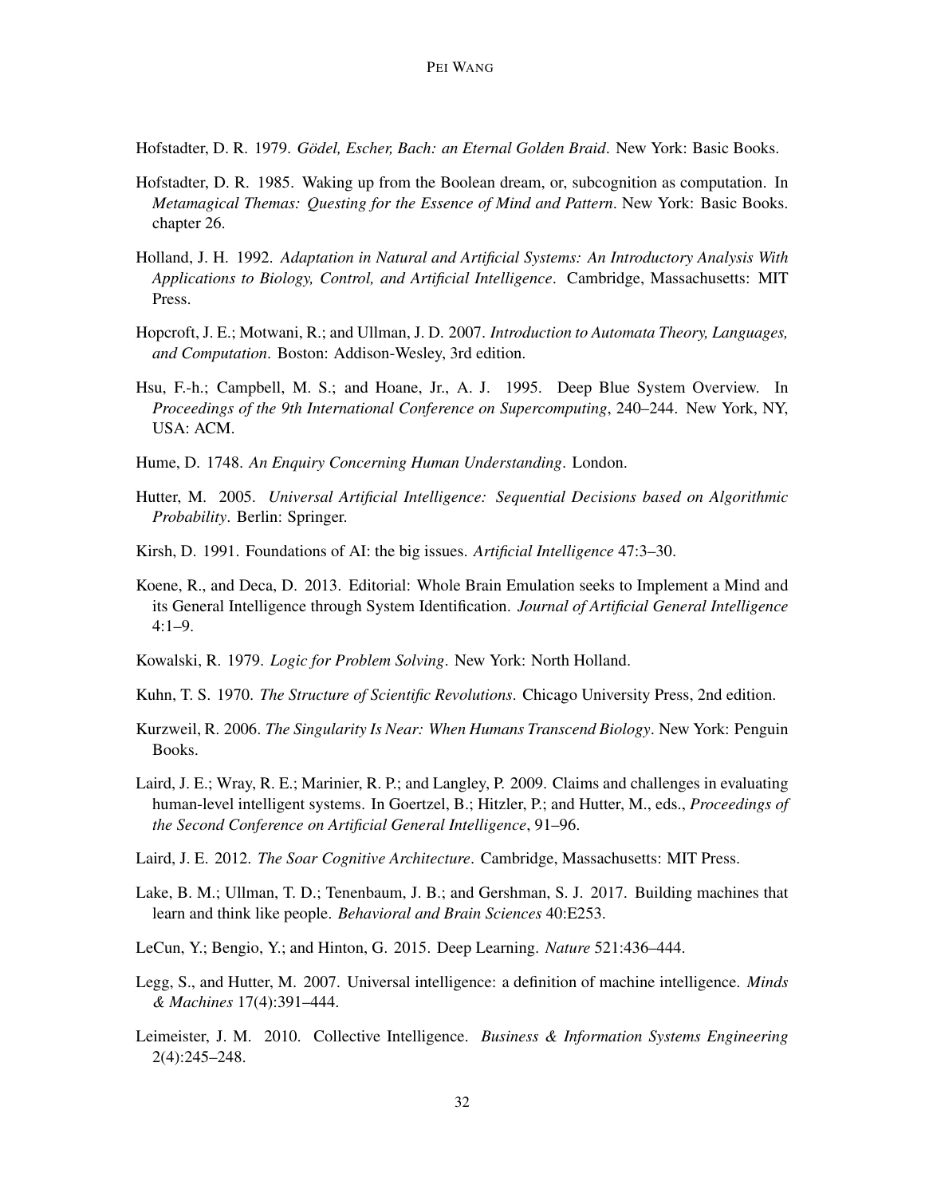Hofstadter, D. R. 1979. *Gödel, Escher, Bach: an Eternal Golden Braid*. New York: Basic Books.

Hofstadter, D. R. 1985. Waking up from the Boolean dream, or, subcognition as computation. In *Metamagical Themas: Questing for the Essence of Mind and Pattern*. New York: Basic Books. chapter 26.

Holland, J. H. 1992. *Adaptation in Natural and Artificial Systems: An Introductory Analysis With Applications to Biology, Control, and Artificial Intelligence*. Cambridge, Massachusetts: MIT Press.

Hopcroft, J. E.; Motwani, R.; and Ullman, J. D. 2007. *Introduction to Automata Theory, Languages, and Computation*. Boston: Addison-Wesley, 3rd edition.

Hsu, F.-h.; Campbell, M. S.; and Hoane, Jr., A. J. 1995. Deep Blue System Overview. In *Proceedings of the 9th International Conference on Supercomputing*, 240–244. New York, NY, USA: ACM.

Hume, D. 1748. *An Enquiry Concerning Human Understanding*. London.

Hutter, M. 2005. *Universal Artificial Intelligence: Sequential Decisions based on Algorithmic Probability*. Berlin: Springer.

Kirsh, D. 1991. Foundations of AI: the big issues. *Artificial Intelligence* 47:3–30.

Koene, R., and Deca, D. 2013. Editorial: Whole Brain Emulation seeks to Implement a Mind and its General Intelligence through System Identification. *Journal of Artificial General Intelligence* 4:1–9.

Kowalski, R. 1979. *Logic for Problem Solving*. New York: North Holland.

Kuhn, T. S. 1970. *The Structure of Scientific Revolutions*. Chicago University Press, 2nd edition.

Kurzweil, R. 2006. *The Singularity Is Near: When Humans Transcend Biology*. New York: Penguin Books.

Laird, J. E.; Wray, R. E.; Marinier, R. P.; and Langley, P. 2009. Claims and challenges in evaluating human-level intelligent systems. In Goertzel, B.; Hitzler, P.; and Hutter, M., eds., *Proceedings of the Second Conference on Artificial General Intelligence*, 91–96.

Laird, J. E. 2012. *The Soar Cognitive Architecture*. Cambridge, Massachusetts: MIT Press.

Lake, B. M.; Ullman, T. D.; Tenenbaum, J. B.; and Gershman, S. J. 2017. Building machines that learn and think like people. *Behavioral and Brain Sciences* 40:E253.

LeCun, Y.; Bengio, Y.; and Hinton, G. 2015. Deep Learning. *Nature* 521:436–444.

Legg, S., and Hutter, M. 2007. Universal intelligence: a definition of machine intelligence. *Minds & Machines* 17(4):391–444.

Leimeister, J. M. 2010. Collective Intelligence. *Business & Information Systems Engineering* 2(4):245–248.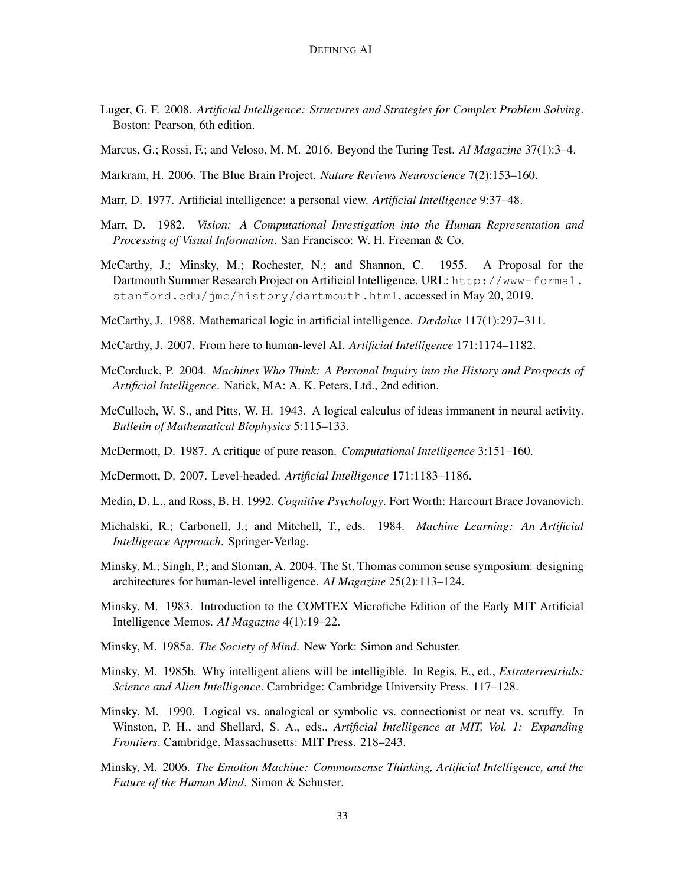Luger, G. F. 2008. *Artificial Intelligence: Structures and Strategies for Complex Problem Solving*. Boston: Pearson, 6th edition.

Marcus, G.; Rossi, F.; and Veloso, M. M. 2016. Beyond the Turing Test. *AI Magazine* 37(1):3–4.

Markram, H. 2006. The Blue Brain Project. *Nature Reviews Neuroscience* 7(2):153–160.

Marr, D. 1977. Artificial intelligence: a personal view. *Artificial Intelligence* 9:37–48.

Marr, D. 1982. *Vision: A Computational Investigation into the Human Representation and Processing of Visual Information*. San Francisco: W. H. Freeman & Co.

McCarthy, J.; Minsky, M.; Rochester, N.; and Shannon, C. 1955. A Proposal for the Dartmouth Summer Research Project on Artificial Intelligence. URL: `http://www-formal.stanford.edu/jmc/history/dartmouth.html`, accessed in May 20, 2019.

McCarthy, J. 1988. Mathematical logic in artificial intelligence. *Dædalus* 117(1):297–311.

McCarthy, J. 2007. From here to human-level AI. *Artificial Intelligence* 171:1174–1182.

McCorduck, P. 2004. *Machines Who Think: A Personal Inquiry into the History and Prospects of Artificial Intelligence*. Natick, MA: A. K. Peters, Ltd., 2nd edition.

McCulloch, W. S., and Pitts, W. H. 1943. A logical calculus of ideas immanent in neural activity. *Bulletin of Mathematical Biophysics* 5:115–133.

McDermott, D. 1987. A critique of pure reason. *Computational Intelligence* 3:151–160.

McDermott, D. 2007. Level-headed. *Artificial Intelligence* 171:1183–1186.

Medin, D. L., and Ross, B. H. 1992. *Cognitive Psychology*. Fort Worth: Harcourt Brace Jovanovich.

Michalski, R.; Carbonell, J.; and Mitchell, T., eds. 1984. *Machine Learning: An Artificial Intelligence Approach*. Springer-Verlag.

Minsky, M.; Singh, P.; and Sloman, A. 2004. The St. Thomas common sense symposium: designing architectures for human-level intelligence. *AI Magazine* 25(2):113–124.

Minsky, M. 1983. Introduction to the COMTEX Microfiche Edition of the Early MIT Artificial Intelligence Memos. *AI Magazine* 4(1):19–22.

Minsky, M. 1985a. *The Society of Mind*. New York: Simon and Schuster.

Minsky, M. 1985b. Why intelligent aliens will be intelligible. In Regis, E., ed., *Extraterrestrials: Science and Alien Intelligence*. Cambridge: Cambridge University Press. 117–128.

Minsky, M. 1990. Logical vs. analogical or symbolic vs. connectionist or neat vs. scruffy. In Winston, P. H., and Shellard, S. A., eds., *Artificial Intelligence at MIT, Vol. 1: Expanding Frontiers*. Cambridge, Massachusetts: MIT Press. 218–243.

Minsky, M. 2006. *The Emotion Machine: Commonsense Thinking, Artificial Intelligence, and the Future of the Human Mind*. Simon & Schuster.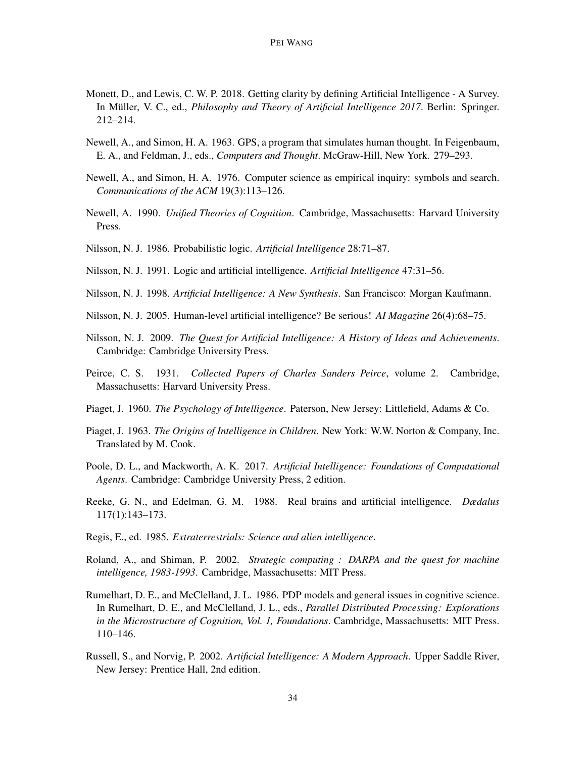Monett, D., and Lewis, C. W. P. 2018. Getting clarity by defining Artificial Intelligence - A Survey. In Müller, V. C., ed., *Philosophy and Theory of Artificial Intelligence 2017*. Berlin: Springer. 212–214.

Newell, A., and Simon, H. A. 1963. GPS, a program that simulates human thought. In Feigenbaum, E. A., and Feldman, J., eds., *Computers and Thought*. McGraw-Hill, New York. 279–293.

Newell, A., and Simon, H. A. 1976. Computer science as empirical inquiry: symbols and search. *Communications of the ACM* 19(3):113–126.

Newell, A. 1990. *Unified Theories of Cognition*. Cambridge, Massachusetts: Harvard University Press.

Nilsson, N. J. 1986. Probabilistic logic. *Artificial Intelligence* 28:71–87.

Nilsson, N. J. 1991. Logic and artificial intelligence. *Artificial Intelligence* 47:31–56.

Nilsson, N. J. 1998. *Artificial Intelligence: A New Synthesis*. San Francisco: Morgan Kaufmann.

Nilsson, N. J. 2005. Human-level artificial intelligence? Be serious! *AI Magazine* 26(4):68–75.

Nilsson, N. J. 2009. *The Quest for Artificial Intelligence: A History of Ideas and Achievements*. Cambridge: Cambridge University Press.

Peirce, C. S. 1931. *Collected Papers of Charles Sanders Peirce*, volume 2. Cambridge, Massachusetts: Harvard University Press.

Piaget, J. 1960. *The Psychology of Intelligence*. Paterson, New Jersey: Littlefield, Adams & Co.

Piaget, J. 1963. *The Origins of Intelligence in Children*. New York: W.W. Norton & Company, Inc. Translated by M. Cook.

Poole, D. L., and Mackworth, A. K. 2017. *Artificial Intelligence: Foundations of Computational Agents*. Cambridge: Cambridge University Press, 2 edition.

Reeke, G. N., and Edelman, G. M. 1988. Real brains and artificial intelligence. *Dædalus* 117(1):143–173.

Regis, E., ed. 1985. *Extraterrestrials: Science and alien intelligence*.

Roland, A., and Shiman, P. 2002. *Strategic computing : DARPA and the quest for machine intelligence, 1983-1993*. Cambridge, Massachusetts: MIT Press.

Rumelhart, D. E., and McClelland, J. L. 1986. PDP models and general issues in cognitive science. In Rumelhart, D. E., and McClelland, J. L., eds., *Parallel Distributed Processing: Explorations in the Microstructure of Cognition, Vol. 1, Foundations*. Cambridge, Massachusetts: MIT Press. 110–146.

Russell, S., and Norvig, P. 2002. *Artificial Intelligence: A Modern Approach*. Upper Saddle River, New Jersey: Prentice Hall, 2nd edition.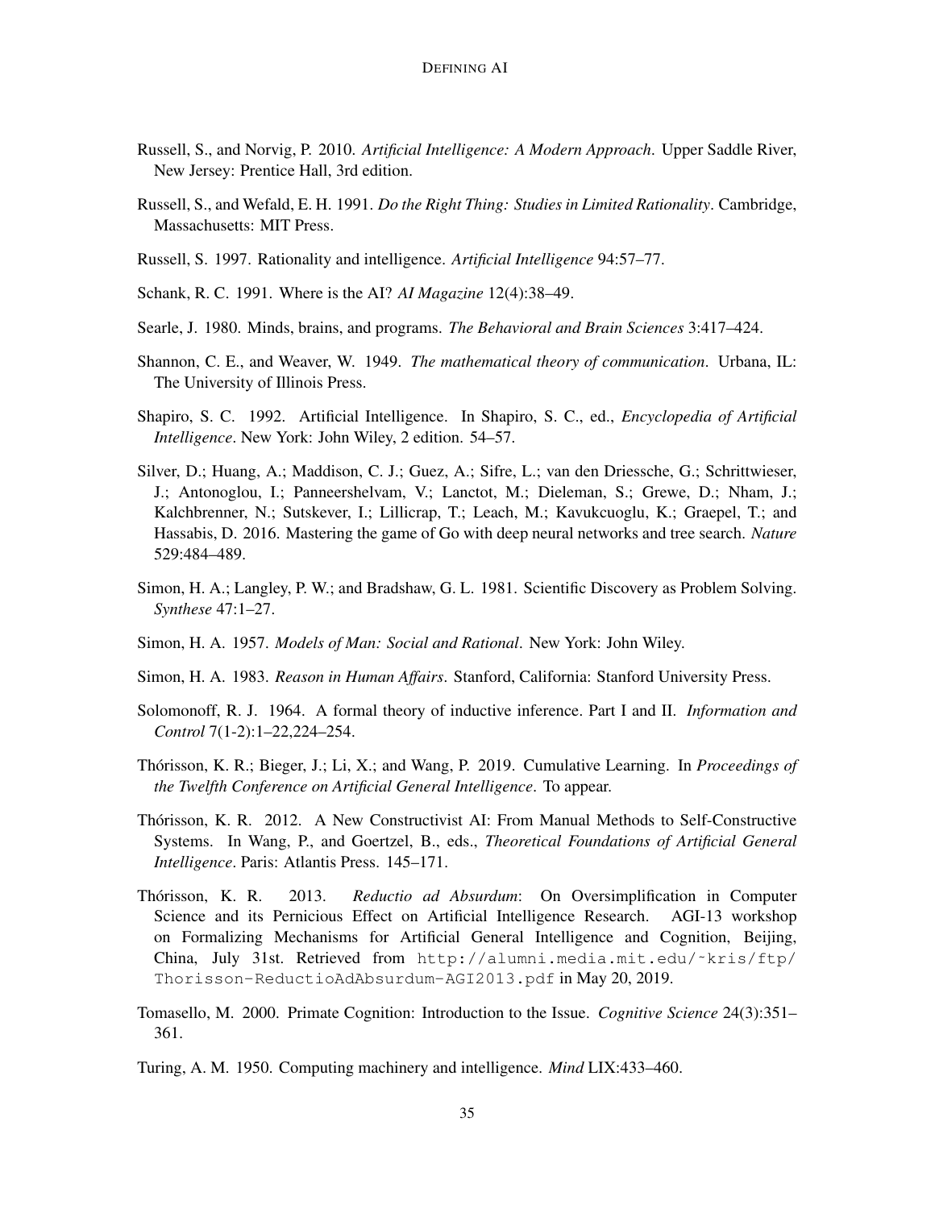Russell, S., and Norvig, P. 2010. *Artificial Intelligence: A Modern Approach*. Upper Saddle River, New Jersey: Prentice Hall, 3rd edition.

Russell, S., and Wefald, E. H. 1991. *Do the Right Thing: Studies in Limited Rationality*. Cambridge, Massachusetts: MIT Press.

Russell, S. 1997. Rationality and intelligence. *Artificial Intelligence* 94:57–77.

Schank, R. C. 1991. Where is the AI? *AI Magazine* 12(4):38–49.

Searle, J. 1980. Minds, brains, and programs. *The Behavioral and Brain Sciences* 3:417–424.

Shannon, C. E., and Weaver, W. 1949. *The mathematical theory of communication*. Urbana, IL: The University of Illinois Press.

Shapiro, S. C. 1992. Artificial Intelligence. In Shapiro, S. C., ed., *Encyclopedia of Artificial Intelligence*. New York: John Wiley, 2 edition. 54–57.

Silver, D.; Huang, A.; Maddison, C. J.; Guez, A.; Sifre, L.; van den Driessche, G.; Schrittwieser, J.; Antonoglou, I.; Panneershelvam, V.; Lanctot, M.; Dieleman, S.; Grewe, D.; Nham, J.; Kalchbrenner, N.; Sutskever, I.; Lillicrap, T.; Leach, M.; Kavukcuoglu, K.; Graepel, T.; and Hassabis, D. 2016. Mastering the game of Go with deep neural networks and tree search. *Nature* 529:484–489.

Simon, H. A.; Langley, P. W.; and Bradshaw, G. L. 1981. Scientific Discovery as Problem Solving. *Synthese* 47:1–27.

Simon, H. A. 1957. *Models of Man: Social and Rational*. New York: John Wiley.

Simon, H. A. 1983. *Reason in Human Affairs*. Stanford, California: Stanford University Press.

Solomonoff, R. J. 1964. A formal theory of inductive inference. Part I and II. *Information and Control* 7(1-2):1–22,224–254.

Thórisson, K. R.; Bieger, J.; Li, X.; and Wang, P. 2019. Cumulative Learning. In *Proceedings of the Twelfth Conference on Artificial General Intelligence*. To appear.

Thórisson, K. R. 2012. A New Constructivist AI: From Manual Methods to Self-Constructive Systems. In Wang, P., and Goertzel, B., eds., *Theoretical Foundations of Artificial General Intelligence*. Paris: Atlantis Press. 145–171.

Thórisson, K. R. 2013. *Reductio ad Absurdum*: On Oversimplification in Computer Science and its Pernicious Effect on Artificial Intelligence Research. AGI-13 workshop on Formalizing Mechanisms for Artificial General Intelligence and Cognition, Beijing, China, July 31st. Retrieved from http://alumni.media.mit.edu/~kris/ftp/Thorisson-ReductioAdAbsurdum-AGI2013.pdf in May 20, 2019.

Tomasello, M. 2000. Primate Cognition: Introduction to the Issue. *Cognitive Science* 24(3):351–361.

Turing, A. M. 1950. Computing machinery and intelligence. *Mind* LIX:433–460.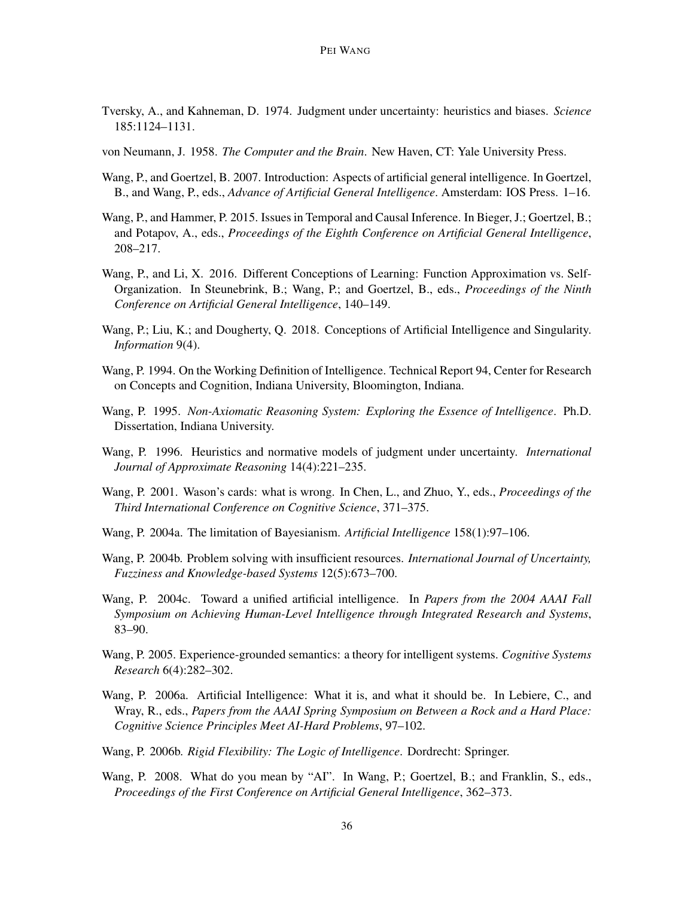Tversky, A., and Kahneman, D. 1974. Judgment under uncertainty: heuristics and biases. *Science* 185:1124–1131.

von Neumann, J. 1958. *The Computer and the Brain*. New Haven, CT: Yale University Press.

Wang, P., and Goertzel, B. 2007. Introduction: Aspects of artificial general intelligence. In Goertzel, B., and Wang, P., eds., *Advance of Artificial General Intelligence*. Amsterdam: IOS Press. 1–16.

Wang, P., and Hammer, P. 2015. Issues in Temporal and Causal Inference. In Bieger, J.; Goertzel, B.; and Potapov, A., eds., *Proceedings of the Eighth Conference on Artificial General Intelligence*, 208–217.

Wang, P., and Li, X. 2016. Different Conceptions of Learning: Function Approximation vs. Self-Organization. In Steunebrink, B.; Wang, P.; and Goertzel, B., eds., *Proceedings of the Ninth Conference on Artificial General Intelligence*, 140–149.

Wang, P.; Liu, K.; and Dougherty, Q. 2018. Conceptions of Artificial Intelligence and Singularity. *Information* 9(4).

Wang, P. 1994. On the Working Definition of Intelligence. Technical Report 94, Center for Research on Concepts and Cognition, Indiana University, Bloomington, Indiana.

Wang, P. 1995. *Non-Axiomatic Reasoning System: Exploring the Essence of Intelligence*. Ph.D. Dissertation, Indiana University.

Wang, P. 1996. Heuristics and normative models of judgment under uncertainty. *International Journal of Approximate Reasoning* 14(4):221–235.

Wang, P. 2001. Wason's cards: what is wrong. In Chen, L., and Zhuo, Y., eds., *Proceedings of the Third International Conference on Cognitive Science*, 371–375.

Wang, P. 2004a. The limitation of Bayesianism. *Artificial Intelligence* 158(1):97–106.

Wang, P. 2004b. Problem solving with insufficient resources. *International Journal of Uncertainty, Fuzziness and Knowledge-based Systems* 12(5):673–700.

Wang, P. 2004c. Toward a unified artificial intelligence. In *Papers from the 2004 AAAI Fall Symposium on Achieving Human-Level Intelligence through Integrated Research and Systems*, 83–90.

Wang, P. 2005. Experience-grounded semantics: a theory for intelligent systems. *Cognitive Systems Research* 6(4):282–302.

Wang, P. 2006a. Artificial Intelligence: What it is, and what it should be. In Lebiere, C., and Wray, R., eds., *Papers from the AAAI Spring Symposium on Between a Rock and a Hard Place: Cognitive Science Principles Meet AI-Hard Problems*, 97–102.

Wang, P. 2006b. *Rigid Flexibility: The Logic of Intelligence*. Dordrecht: Springer.

Wang, P. 2008. What do you mean by "AI". In Wang, P.; Goertzel, B.; and Franklin, S., eds., *Proceedings of the First Conference on Artificial General Intelligence*, 362–373.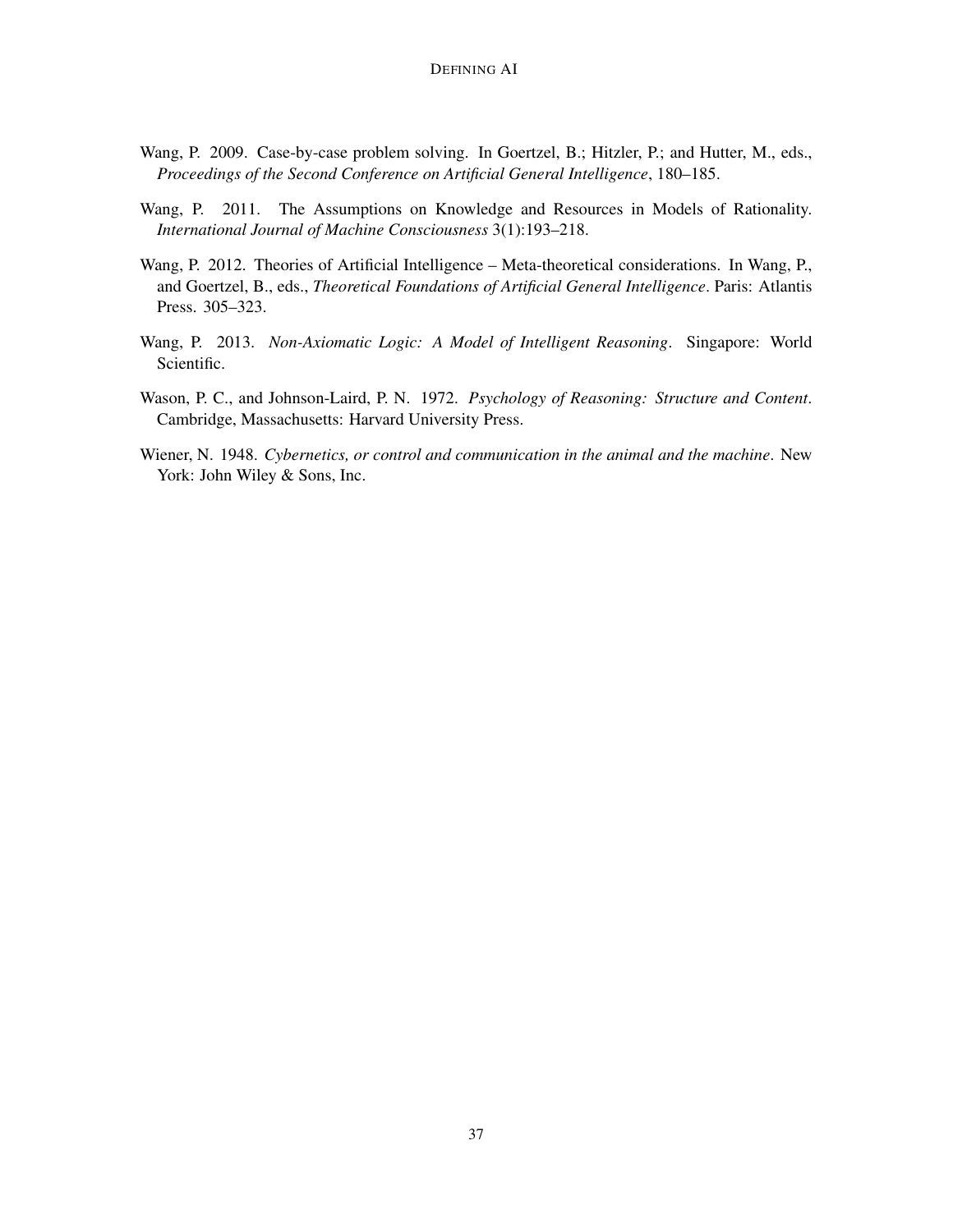Wang, P. 2009. Case-by-case problem solving. In Goertzel, B.; Hitzler, P.; and Hutter, M., eds., *Proceedings of the Second Conference on Artificial General Intelligence*, 180–185.

Wang, P. 2011. The Assumptions on Knowledge and Resources in Models of Rationality. *International Journal of Machine Consciousness* 3(1):193–218.

Wang, P. 2012. Theories of Artificial Intelligence – Meta-theoretical considerations. In Wang, P., and Goertzel, B., eds., *Theoretical Foundations of Artificial General Intelligence*. Paris: Atlantis Press. 305–323.

Wang, P. 2013. *Non-Axiomatic Logic: A Model of Intelligent Reasoning*. Singapore: World Scientific.

Wason, P. C., and Johnson-Laird, P. N. 1972. *Psychology of Reasoning: Structure and Content*. Cambridge, Massachusetts: Harvard University Press.

Wiener, N. 1948. *Cybernetics, or control and communication in the animal and the machine*. New York: John Wiley & Sons, Inc.